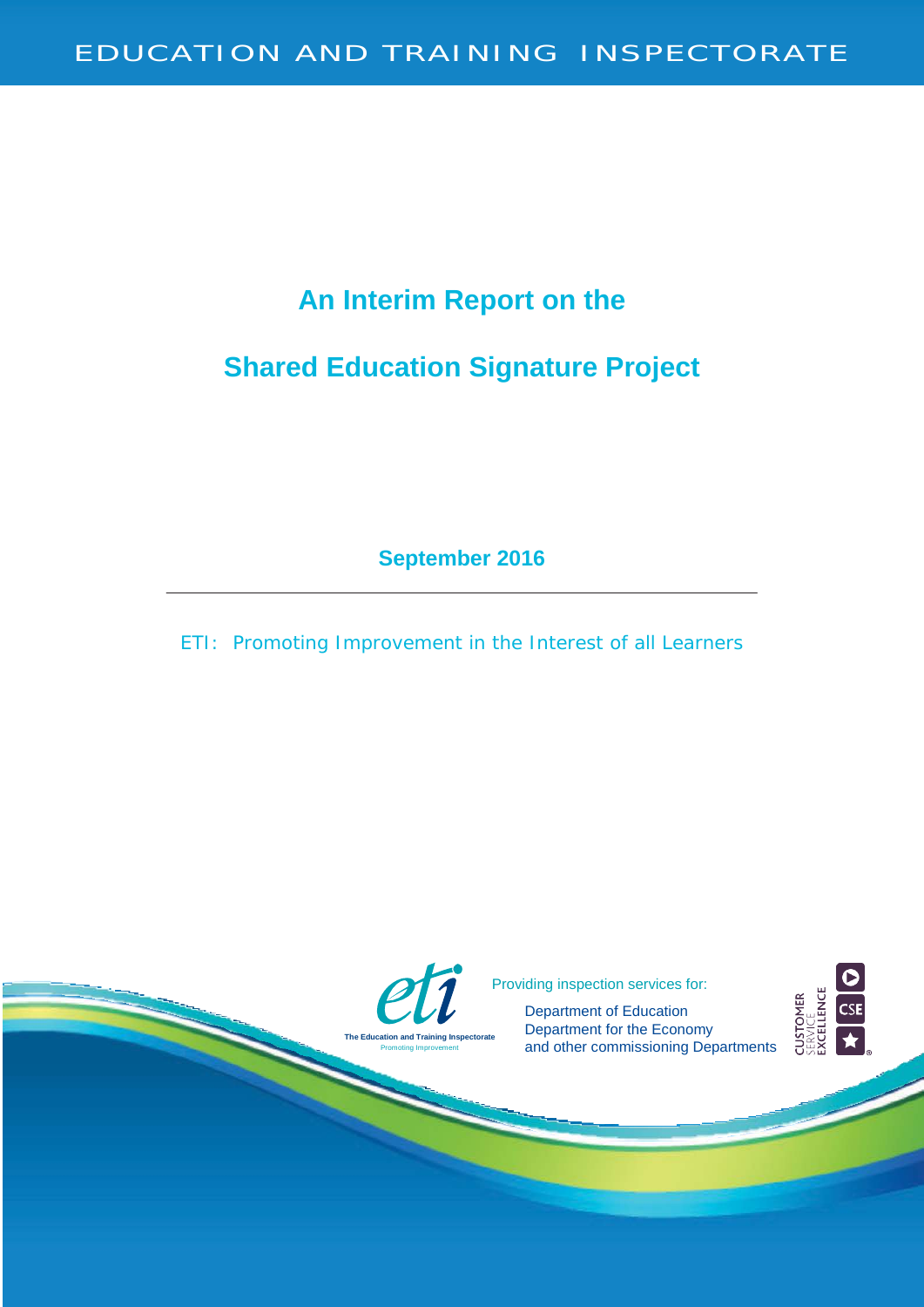EDUCATION AND TRAINING INSPECTORATE

# An Interim Report on the

# Shared Education Signature Project

**September 2016**

---

ETI: Promoting Improvement in the Interest of all Learners

The Education and Training Inspectorate
Promoting Improvement

Providing inspection services for:

Department of Education
Department for the Economy
and other commissioning Departments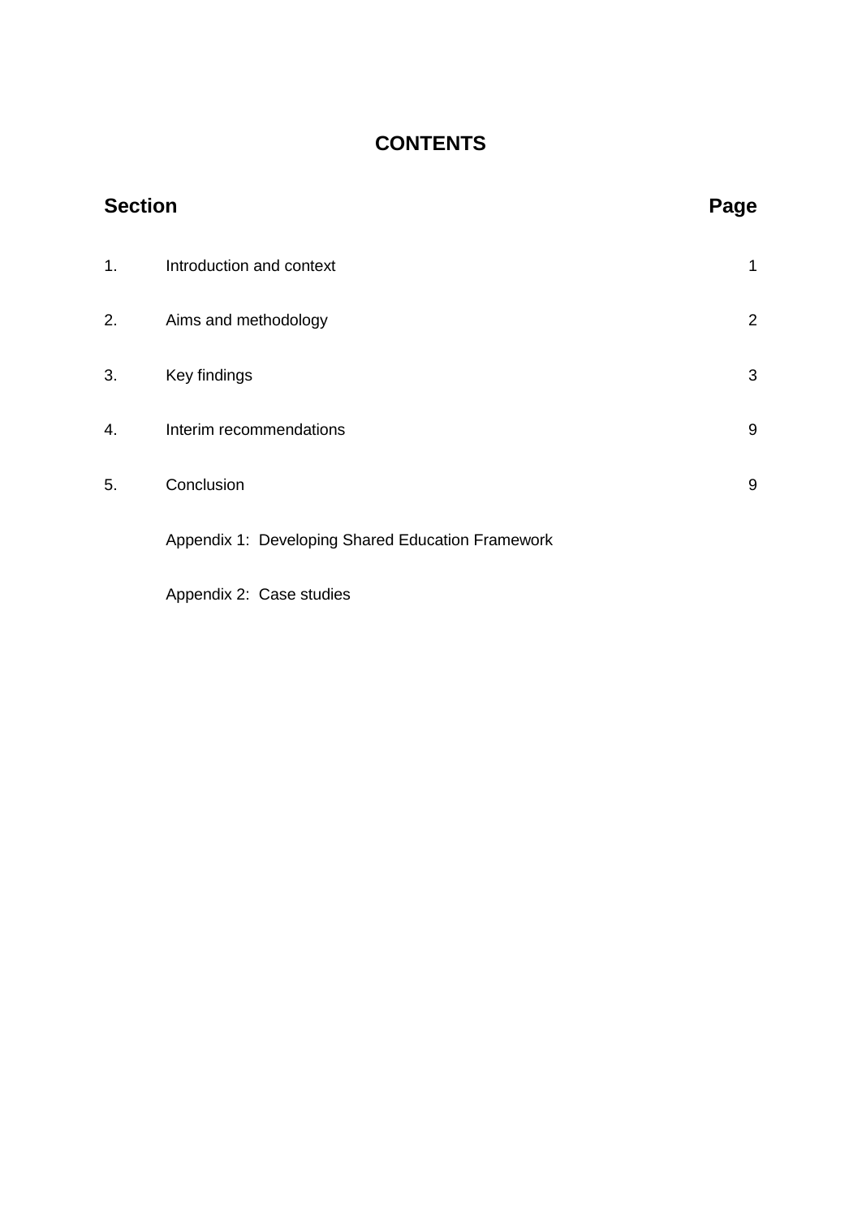## CONTENTS

| Section | | Page |
|---|---|---|
| 1. | Introduction and context | 1 |
| 2. | Aims and methodology | 2 |
| 3. | Key findings | 3 |
| 4. | Interim recommendations | 9 |
| 5. | Conclusion | 9 |
| | Appendix 1: Developing Shared Education Framework | |
| | Appendix 2: Case studies | |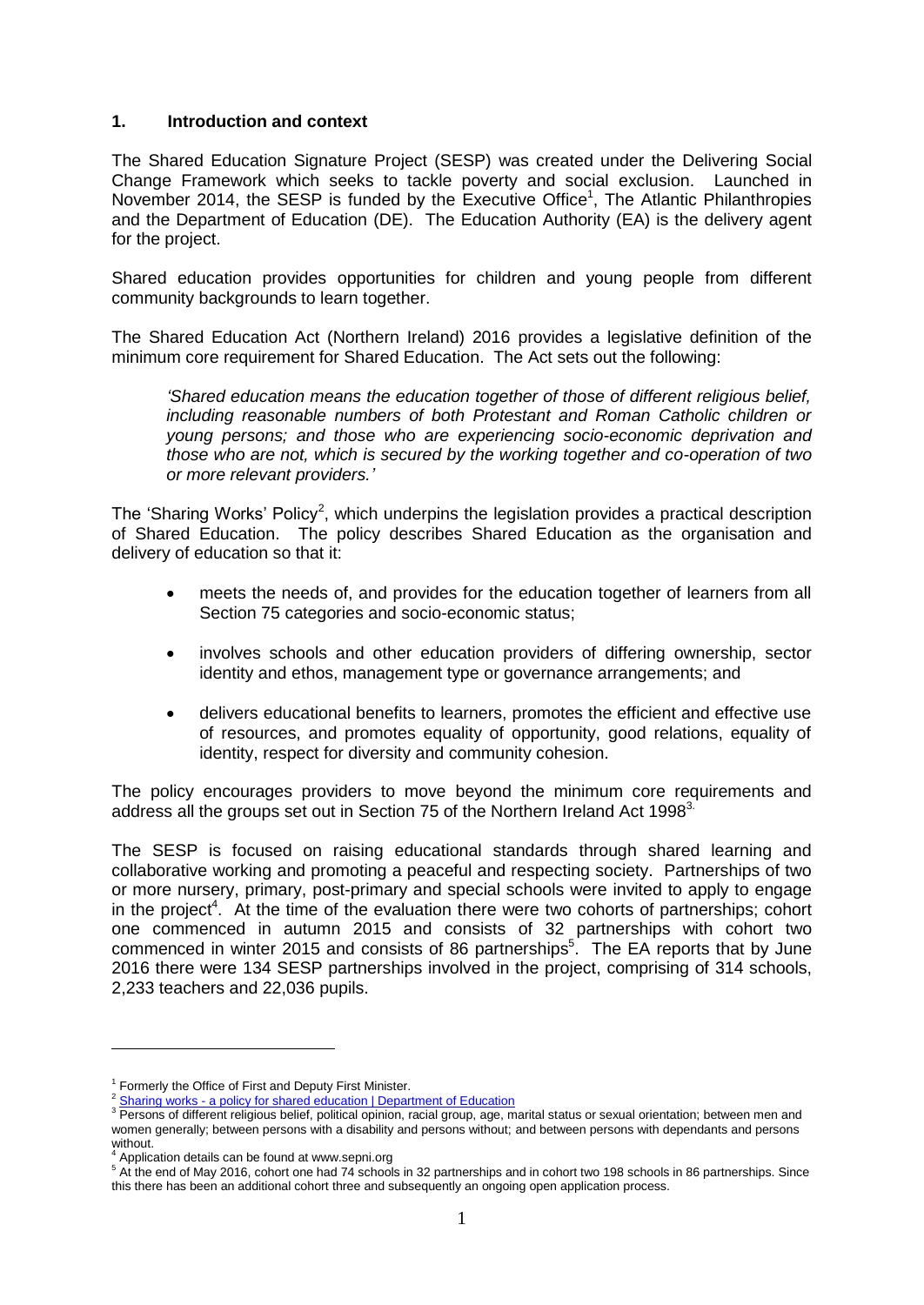## 1. Introduction and context

The Shared Education Signature Project (SESP) was created under the Delivering Social Change Framework which seeks to tackle poverty and social exclusion. Launched in November 2014, the SESP is funded by the Executive Office[1], The Atlantic Philanthropies and the Department of Education (DE). The Education Authority (EA) is the delivery agent for the project.

Shared education provides opportunities for children and young people from different community backgrounds to learn together.

The Shared Education Act (Northern Ireland) 2016 provides a legislative definition of the minimum core requirement for Shared Education. The Act sets out the following:

> *'Shared education means the education together of those of different religious belief, including reasonable numbers of both Protestant and Roman Catholic children or young persons; and those who are experiencing socio-economic deprivation and those who are not, which is secured by the working together and co-operation of two or more relevant providers.'*

The 'Sharing Works' Policy[2], which underpins the legislation provides a practical description of Shared Education. The policy describes Shared Education as the organisation and delivery of education so that it:

- meets the needs of, and provides for the education together of learners from all Section 75 categories and socio-economic status;
- involves schools and other education providers of differing ownership, sector identity and ethos, management type or governance arrangements; and
- delivers educational benefits to learners, promotes the efficient and effective use of resources, and promotes equality of opportunity, good relations, equality of identity, respect for diversity and community cohesion.

The policy encourages providers to move beyond the minimum core requirements and address all the groups set out in Section 75 of the Northern Ireland Act 1998[3].

The SESP is focused on raising educational standards through shared learning and collaborative working and promoting a peaceful and respecting society. Partnerships of two or more nursery, primary, post-primary and special schools were invited to apply to engage in the project[4]. At the time of the evaluation there were two cohorts of partnerships; cohort one commenced in autumn 2015 and consists of 32 partnerships with cohort two commenced in winter 2015 and consists of 86 partnerships[5]. The EA reports that by June 2016 there were 134 SESP partnerships involved in the project, comprising of 314 schools, 2,233 teachers and 22,036 pupils.

---

[1] Formerly the Office of First and Deputy First Minister.

[2] Sharing works - a policy for shared education | Department of Education

[3] Persons of different religious belief, political opinion, racial group, age, marital status or sexual orientation; between men and women generally; between persons with a disability and persons without; and between persons with dependants and persons without.

[4] Application details can be found at www.sepni.org

[5] At the end of May 2016, cohort one had 74 schools in 32 partnerships and in cohort two 198 schools in 86 partnerships. Since this there has been an additional cohort three and subsequently an ongoing open application process.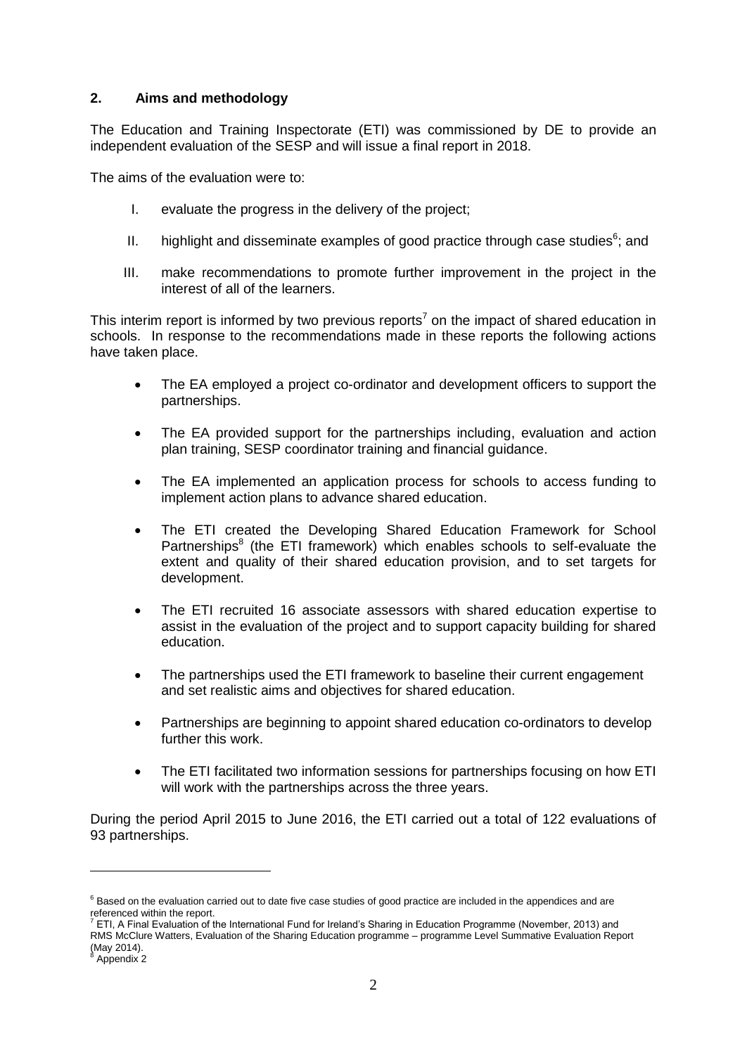## 2. Aims and methodology

The Education and Training Inspectorate (ETI) was commissioned by DE to provide an independent evaluation of the SESP and will issue a final report in 2018.

The aims of the evaluation were to:

I. evaluate the progress in the delivery of the project;

II. highlight and disseminate examples of good practice through case studies[6]; and

III. make recommendations to promote further improvement in the project in the interest of all of the learners.

This interim report is informed by two previous reports[7] on the impact of shared education in schools. In response to the recommendations made in these reports the following actions have taken place.

- The EA employed a project co-ordinator and development officers to support the partnerships.
- The EA provided support for the partnerships including, evaluation and action plan training, SESP coordinator training and financial guidance.
- The EA implemented an application process for schools to access funding to implement action plans to advance shared education.
- The ETI created the Developing Shared Education Framework for School Partnerships[8] (the ETI framework) which enables schools to self-evaluate the extent and quality of their shared education provision, and to set targets for development.
- The ETI recruited 16 associate assessors with shared education expertise to assist in the evaluation of the project and to support capacity building for shared education.
- The partnerships used the ETI framework to baseline their current engagement and set realistic aims and objectives for shared education.
- Partnerships are beginning to appoint shared education co-ordinators to develop further this work.
- The ETI facilitated two information sessions for partnerships focusing on how ETI will work with the partnerships across the three years.

During the period April 2015 to June 2016, the ETI carried out a total of 122 evaluations of 93 partnerships.

---

[6] Based on the evaluation carried out to date five case studies of good practice are included in the appendices and are referenced within the report.

[7] ETI, A Final Evaluation of the International Fund for Ireland's Sharing in Education Programme (November, 2013) and RMS McClure Watters, Evaluation of the Sharing Education programme – programme Level Summative Evaluation Report (May 2014).

[8] Appendix 2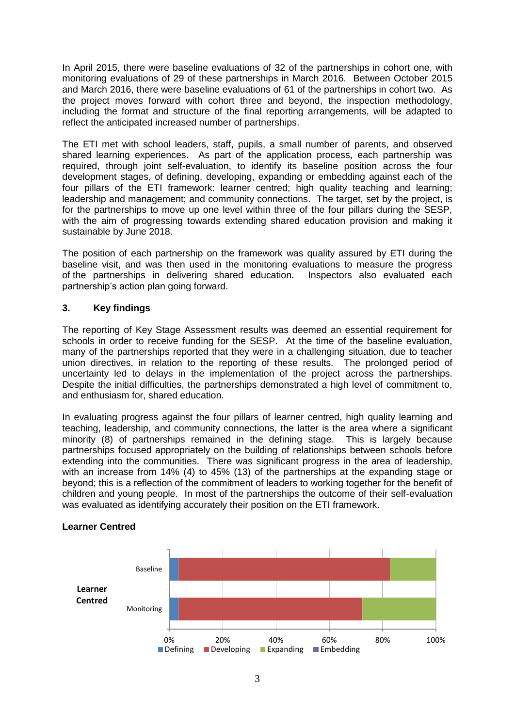In April 2015, there were baseline evaluations of 32 of the partnerships in cohort one, with monitoring evaluations of 29 of these partnerships in March 2016. Between October 2015 and March 2016, there were baseline evaluations of 61 of the partnerships in cohort two. As the project moves forward with cohort three and beyond, the inspection methodology, including the format and structure of the final reporting arrangements, will be adapted to reflect the anticipated increased number of partnerships.

The ETI met with school leaders, staff, pupils, a small number of parents, and observed shared learning experiences. As part of the application process, each partnership was required, through joint self-evaluation, to identify its baseline position across the four development stages, of defining, developing, expanding or embedding against each of the four pillars of the ETI framework: learner centred; high quality teaching and learning; leadership and management; and community connections. The target, set by the project, is for the partnerships to move up one level within three of the four pillars during the SESP, with the aim of progressing towards extending shared education provision and making it sustainable by June 2018.

The position of each partnership on the framework was quality assured by ETI during the baseline visit, and was then used in the monitoring evaluations to measure the progress of the partnerships in delivering shared education. Inspectors also evaluated each partnership's action plan going forward.

## 3. Key findings

The reporting of Key Stage Assessment results was deemed an essential requirement for schools in order to receive funding for the SESP. At the time of the baseline evaluation, many of the partnerships reported that they were in a challenging situation, due to teacher union directives, in relation to the reporting of these results. The prolonged period of uncertainty led to delays in the implementation of the project across the partnerships. Despite the initial difficulties, the partnerships demonstrated a high level of commitment to, and enthusiasm for, shared education.

In evaluating progress against the four pillars of learner centred, high quality learning and teaching, leadership, and community connections, the latter is the area where a significant minority (8) of partnerships remained in the defining stage. This is largely because partnerships focused appropriately on the building of relationships between schools before extending into the communities. There was significant progress in the area of leadership, with an increase from 14% (4) to 45% (13) of the partnerships at the expanding stage or beyond; this is a reflection of the commitment of leaders to working together for the benefit of children and young people. In most of the partnerships the outcome of their self-evaluation was evaluated as identifying accurately their position on the ETI framework.

**Learner Centred**

Learner Centred

Baseline

Monitoring

0% 20% 40% 60% 80% 100%

Defining Developing Expanding Embedding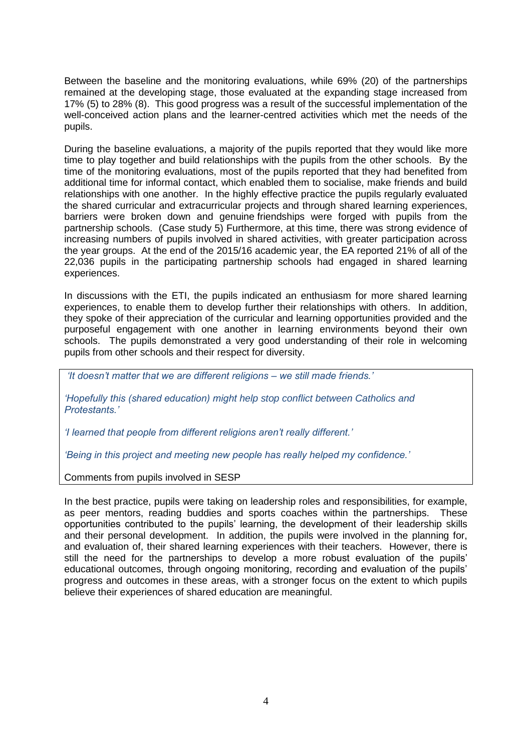Between the baseline and the monitoring evaluations, while 69% (20) of the partnerships remained at the developing stage, those evaluated at the expanding stage increased from 17% (5) to 28% (8). This good progress was a result of the successful implementation of the well-conceived action plans and the learner-centred activities which met the needs of the pupils.

During the baseline evaluations, a majority of the pupils reported that they would like more time to play together and build relationships with the pupils from the other schools. By the time of the monitoring evaluations, most of the pupils reported that they had benefited from additional time for informal contact, which enabled them to socialise, make friends and build relationships with one another. In the highly effective practice the pupils regularly evaluated the shared curricular and extracurricular projects and through shared learning experiences, barriers were broken down and genuine friendships were forged with pupils from the partnership schools. (Case study 5) Furthermore, at this time, there was strong evidence of increasing numbers of pupils involved in shared activities, with greater participation across the year groups. At the end of the 2015/16 academic year, the EA reported 21% of all of the 22,036 pupils in the participating partnership schools had engaged in shared learning experiences.

In discussions with the ETI, the pupils indicated an enthusiasm for more shared learning experiences, to enable them to develop further their relationships with others. In addition, they spoke of their appreciation of the curricular and learning opportunities provided and the purposeful engagement with one another in learning environments beyond their own schools. The pupils demonstrated a very good understanding of their role in welcoming pupils from other schools and their respect for diversity.

> *'It doesn't matter that we are different religions – we still made friends.'*
>
> *'Hopefully this (shared education) might help stop conflict between Catholics and Protestants.'*
>
> *'I learned that people from different religions aren't really different.'*
>
> *'Being in this project and meeting new people has really helped my confidence.'*
>
> Comments from pupils involved in SESP

In the best practice, pupils were taking on leadership roles and responsibilities, for example, as peer mentors, reading buddies and sports coaches within the partnerships. These opportunities contributed to the pupils' learning, the development of their leadership skills and their personal development. In addition, the pupils were involved in the planning for, and evaluation of, their shared learning experiences with their teachers. However, there is still the need for the partnerships to develop a more robust evaluation of the pupils' educational outcomes, through ongoing monitoring, recording and evaluation of the pupils' progress and outcomes in these areas, with a stronger focus on the extent to which pupils believe their experiences of shared education are meaningful.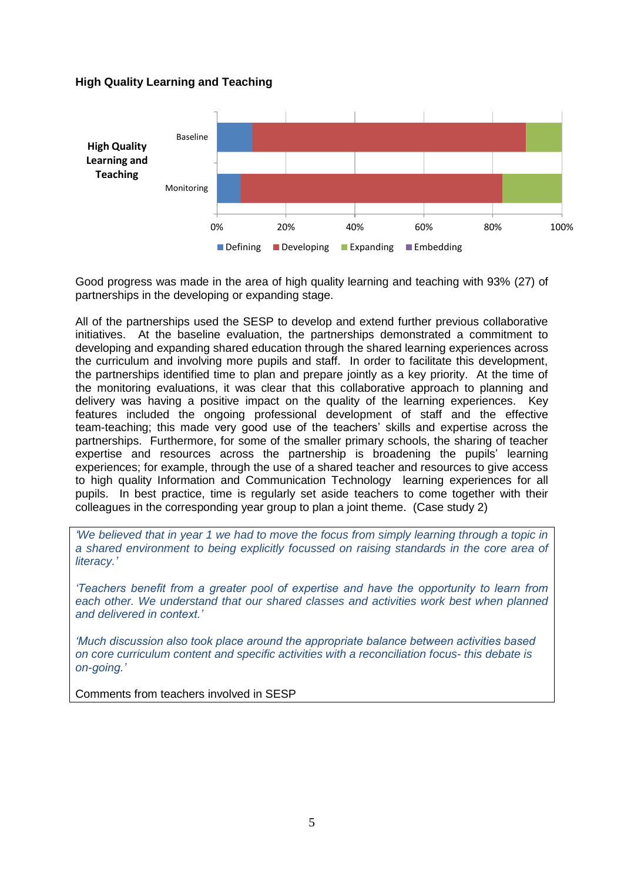**High Quality Learning and Teaching**

High Quality Learning and Teaching

Baseline

Monitoring

0% 20% 40% 60% 80% 100%

Defining Developing Expanding Embedding

Good progress was made in the area of high quality learning and teaching with 93% (27) of partnerships in the developing or expanding stage.

All of the partnerships used the SESP to develop and extend further previous collaborative initiatives. At the baseline evaluation, the partnerships demonstrated a commitment to developing and expanding shared education through the shared learning experiences across the curriculum and involving more pupils and staff. In order to facilitate this development, the partnerships identified time to plan and prepare jointly as a key priority. At the time of the monitoring evaluations, it was clear that this collaborative approach to planning and delivery was having a positive impact on the quality of the learning experiences. Key features included the ongoing professional development of staff and the effective team-teaching; this made very good use of the teachers' skills and expertise across the partnerships. Furthermore, for some of the smaller primary schools, the sharing of teacher expertise and resources across the partnership is broadening the pupils' learning experiences; for example, through the use of a shared teacher and resources to give access to high quality Information and Communication Technology learning experiences for all pupils. In best practice, time is regularly set aside teachers to come together with their colleagues in the corresponding year group to plan a joint theme. (Case study 2)

*'We believed that in year 1 we had to move the focus from simply learning through a topic in a shared environment to being explicitly focussed on raising standards in the core area of literacy.'*

*'Teachers benefit from a greater pool of expertise and have the opportunity to learn from each other. We understand that our shared classes and activities work best when planned and delivered in context.'*

*'Much discussion also took place around the appropriate balance between activities based on core curriculum content and specific activities with a reconciliation focus- this debate is on-going.'*

Comments from teachers involved in SESP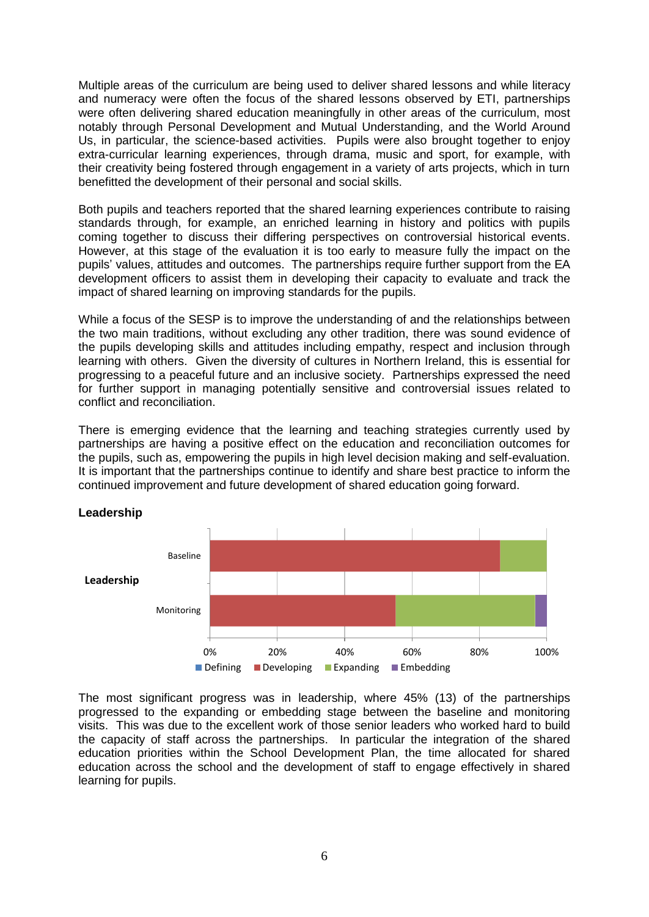Multiple areas of the curriculum are being used to deliver shared lessons and while literacy and numeracy were often the focus of the shared lessons observed by ETI, partnerships were often delivering shared education meaningfully in other areas of the curriculum, most notably through Personal Development and Mutual Understanding, and the World Around Us, in particular, the science-based activities. Pupils were also brought together to enjoy extra-curricular learning experiences, through drama, music and sport, for example, with their creativity being fostered through engagement in a variety of arts projects, which in turn benefitted the development of their personal and social skills.

Both pupils and teachers reported that the shared learning experiences contribute to raising standards through, for example, an enriched learning in history and politics with pupils coming together to discuss their differing perspectives on controversial historical events. However, at this stage of the evaluation it is too early to measure fully the impact on the pupils' values, attitudes and outcomes. The partnerships require further support from the EA development officers to assist them in developing their capacity to evaluate and track the impact of shared learning on improving standards for the pupils.

While a focus of the SESP is to improve the understanding of and the relationships between the two main traditions, without excluding any other tradition, there was sound evidence of the pupils developing skills and attitudes including empathy, respect and inclusion through learning with others. Given the diversity of cultures in Northern Ireland, this is essential for progressing to a peaceful future and an inclusive society. Partnerships expressed the need for further support in managing potentially sensitive and controversial issues related to conflict and reconciliation.

There is emerging evidence that the learning and teaching strategies currently used by partnerships are having a positive effect on the education and reconciliation outcomes for the pupils, such as, empowering the pupils in high level decision making and self-evaluation. It is important that the partnerships continue to identify and share best practice to inform the continued improvement and future development of shared education going forward.

**Leadership**

**Leadership**

Baseline

Monitoring

0% 20% 40% 60% 80% 100%

Defining Developing Expanding Embedding

The most significant progress was in leadership, where 45% (13) of the partnerships progressed to the expanding or embedding stage between the baseline and monitoring visits. This was due to the excellent work of those senior leaders who worked hard to build the capacity of staff across the partnerships. In particular the integration of the shared education priorities within the School Development Plan, the time allocated for shared education across the school and the development of staff to engage effectively in shared learning for pupils.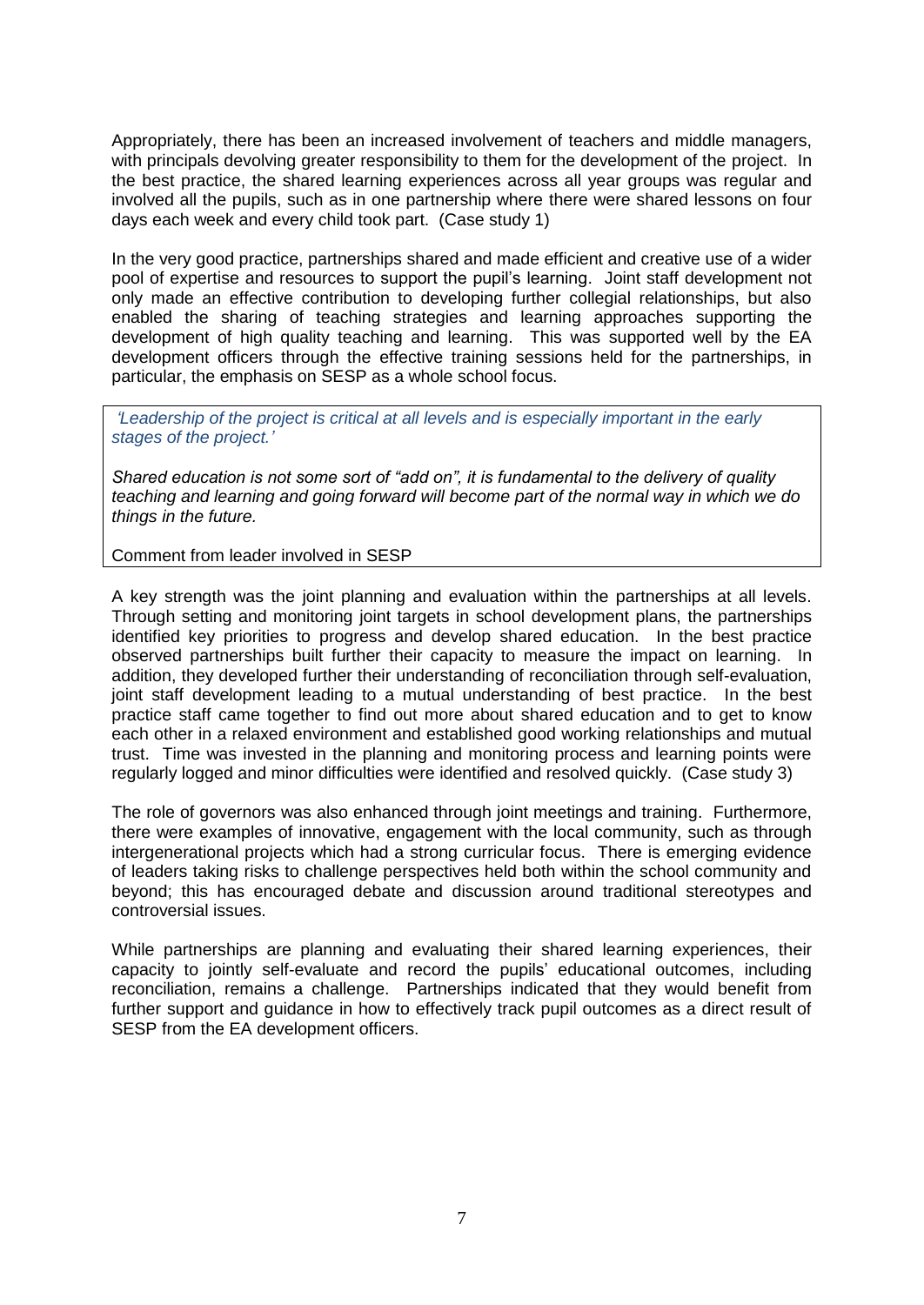Appropriately, there has been an increased involvement of teachers and middle managers, with principals devolving greater responsibility to them for the development of the project. In the best practice, the shared learning experiences across all year groups was regular and involved all the pupils, such as in one partnership where there were shared lessons on four days each week and every child took part. (Case study 1)

In the very good practice, partnerships shared and made efficient and creative use of a wider pool of expertise and resources to support the pupil's learning. Joint staff development not only made an effective contribution to developing further collegial relationships, but also enabled the sharing of teaching strategies and learning approaches supporting the development of high quality teaching and learning. This was supported well by the EA development officers through the effective training sessions held for the partnerships, in particular, the emphasis on SESP as a whole school focus.

> *'Leadership of the project is critical at all levels and is especially important in the early stages of the project.'*
>
> *Shared education is not some sort of "add on", it is fundamental to the delivery of quality teaching and learning and going forward will become part of the normal way in which we do things in the future.*
>
> Comment from leader involved in SESP

A key strength was the joint planning and evaluation within the partnerships at all levels. Through setting and monitoring joint targets in school development plans, the partnerships identified key priorities to progress and develop shared education. In the best practice observed partnerships built further their capacity to measure the impact on learning. In addition, they developed further their understanding of reconciliation through self-evaluation, joint staff development leading to a mutual understanding of best practice. In the best practice staff came together to find out more about shared education and to get to know each other in a relaxed environment and established good working relationships and mutual trust. Time was invested in the planning and monitoring process and learning points were regularly logged and minor difficulties were identified and resolved quickly. (Case study 3)

The role of governors was also enhanced through joint meetings and training. Furthermore, there were examples of innovative, engagement with the local community, such as through intergenerational projects which had a strong curricular focus. There is emerging evidence of leaders taking risks to challenge perspectives held both within the school community and beyond; this has encouraged debate and discussion around traditional stereotypes and controversial issues.

While partnerships are planning and evaluating their shared learning experiences, their capacity to jointly self-evaluate and record the pupils' educational outcomes, including reconciliation, remains a challenge. Partnerships indicated that they would benefit from further support and guidance in how to effectively track pupil outcomes as a direct result of SESP from the EA development officers.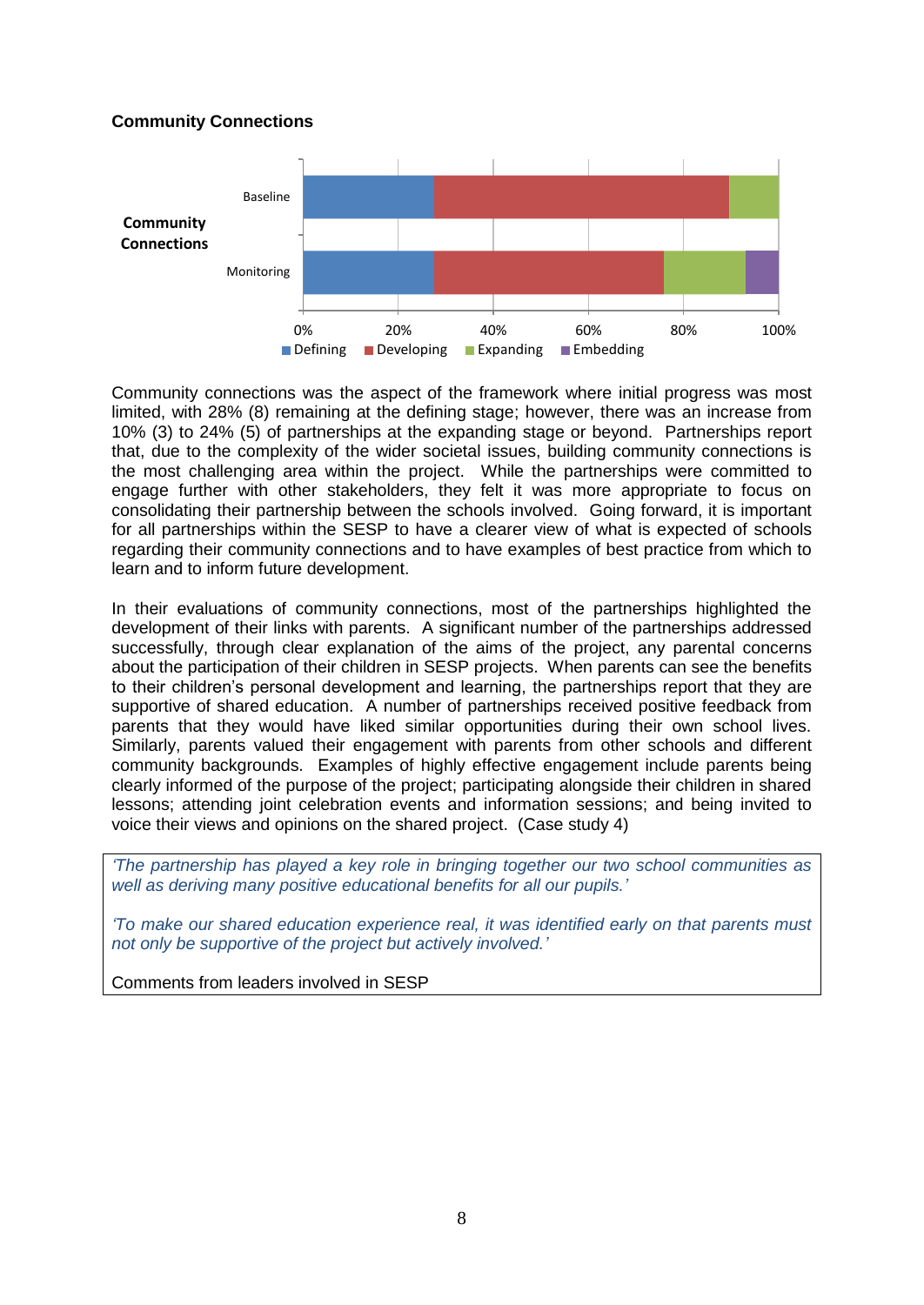**Community Connections**

Community Connections

Baseline

Monitoring

0% 20% 40% 60% 80% 100%

Defining Developing Expanding Embedding

Community connections was the aspect of the framework where initial progress was most limited, with 28% (8) remaining at the defining stage; however, there was an increase from 10% (3) to 24% (5) of partnerships at the expanding stage or beyond. Partnerships report that, due to the complexity of the wider societal issues, building community connections is the most challenging area within the project. While the partnerships were committed to engage further with other stakeholders, they felt it was more appropriate to focus on consolidating their partnership between the schools involved. Going forward, it is important for all partnerships within the SESP to have a clearer view of what is expected of schools regarding their community connections and to have examples of best practice from which to learn and to inform future development.

In their evaluations of community connections, most of the partnerships highlighted the development of their links with parents. A significant number of the partnerships addressed successfully, through clear explanation of the aims of the project, any parental concerns about the participation of their children in SESP projects. When parents can see the benefits to their children's personal development and learning, the partnerships report that they are supportive of shared education. A number of partnerships received positive feedback from parents that they would have liked similar opportunities during their own school lives. Similarly, parents valued their engagement with parents from other schools and different community backgrounds. Examples of highly effective engagement include parents being clearly informed of the purpose of the project; participating alongside their children in shared lessons; attending joint celebration events and information sessions; and being invited to voice their views and opinions on the shared project. (Case study 4)

*'The partnership has played a key role in bringing together our two school communities as well as deriving many positive educational benefits for all our pupils.'*

*'To make our shared education experience real, it was identified early on that parents must not only be supportive of the project but actively involved.'*

Comments from leaders involved in SESP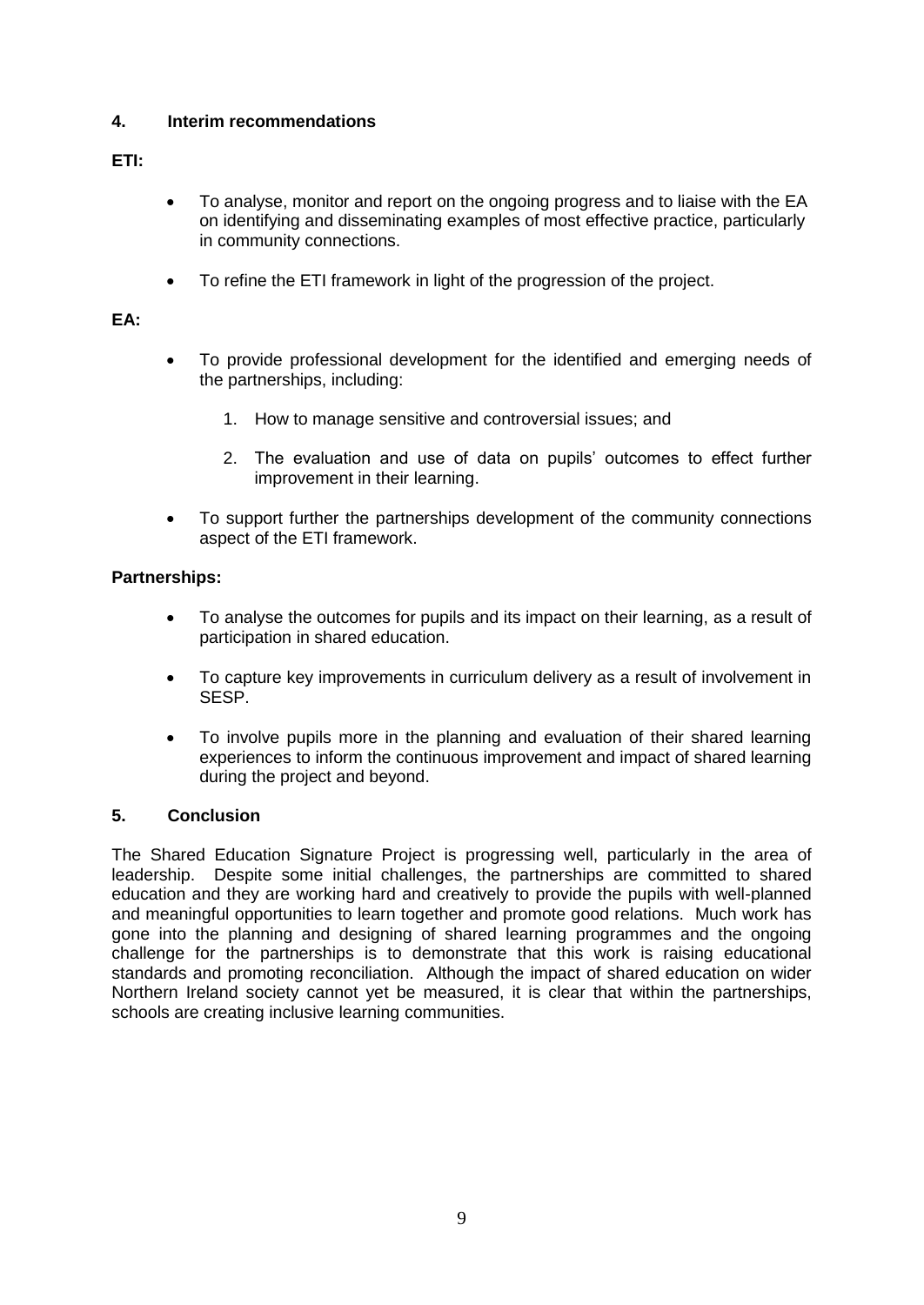## 4. Interim recommendations

**ETI:**

- To analyse, monitor and report on the ongoing progress and to liaise with the EA on identifying and disseminating examples of most effective practice, particularly in community connections.

- To refine the ETI framework in light of the progression of the project.

**EA:**

- To provide professional development for the identified and emerging needs of the partnerships, including:

    1. How to manage sensitive and controversial issues; and

    2. The evaluation and use of data on pupils' outcomes to effect further improvement in their learning.

- To support further the partnerships development of the community connections aspect of the ETI framework.

**Partnerships:**

- To analyse the outcomes for pupils and its impact on their learning, as a result of participation in shared education.

- To capture key improvements in curriculum delivery as a result of involvement in SESP.

- To involve pupils more in the planning and evaluation of their shared learning experiences to inform the continuous improvement and impact of shared learning during the project and beyond.

## 5. Conclusion

The Shared Education Signature Project is progressing well, particularly in the area of leadership. Despite some initial challenges, the partnerships are committed to shared education and they are working hard and creatively to provide the pupils with well-planned and meaningful opportunities to learn together and promote good relations. Much work has gone into the planning and designing of shared learning programmes and the ongoing challenge for the partnerships is to demonstrate that this work is raising educational standards and promoting reconciliation. Although the impact of shared education on wider Northern Ireland society cannot yet be measured, it is clear that within the partnerships, schools are creating inclusive learning communities.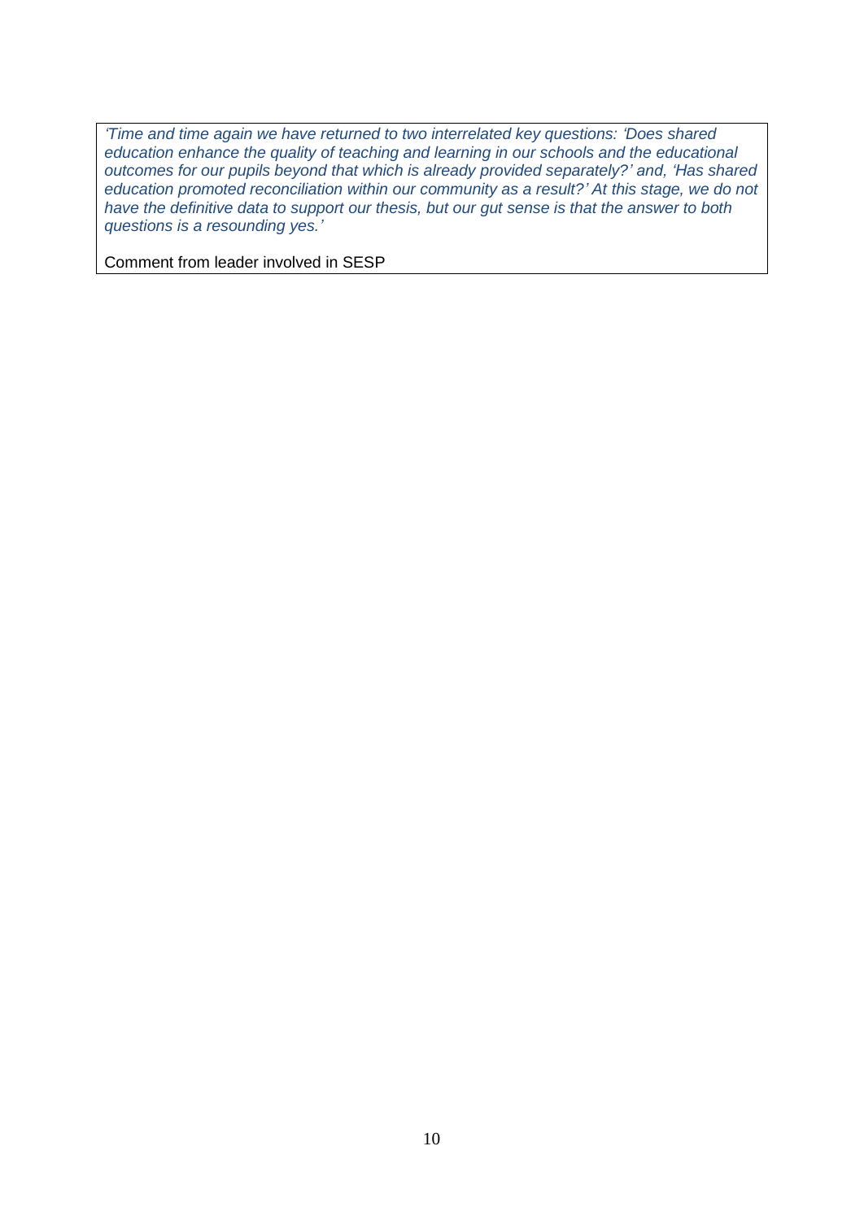*'Time and time again we have returned to two interrelated key questions: 'Does shared education enhance the quality of teaching and learning in our schools and the educational outcomes for our pupils beyond that which is already provided separately?' and, 'Has shared education promoted reconciliation within our community as a result?' At this stage, we do not have the definitive data to support our thesis, but our gut sense is that the answer to both questions is a resounding yes.'*

Comment from leader involved in SESP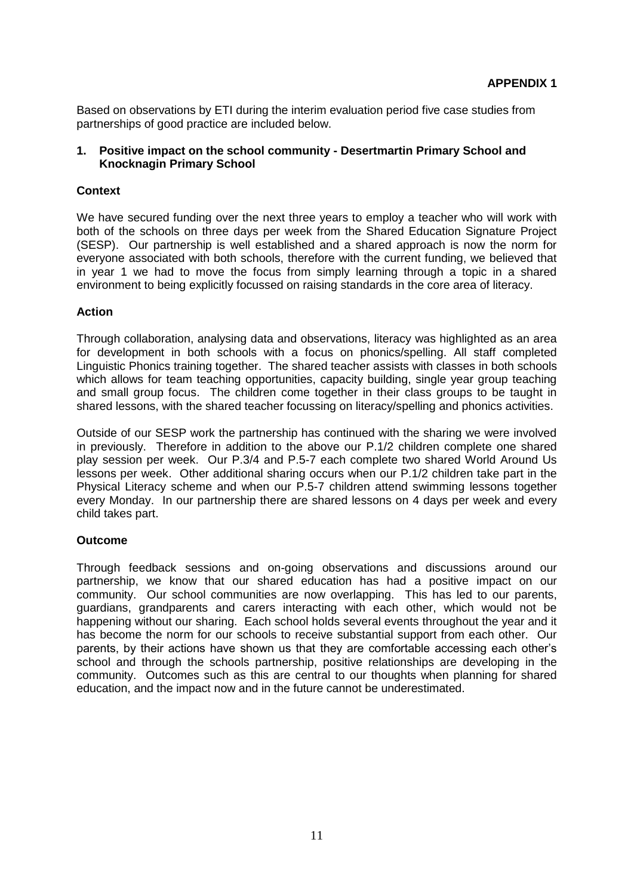**APPENDIX 1**

Based on observations by ETI during the interim evaluation period five case studies from partnerships of good practice are included below.

## 1. Positive impact on the school community - Desertmartin Primary School and Knocknagin Primary School

### Context

We have secured funding over the next three years to employ a teacher who will work with both of the schools on three days per week from the Shared Education Signature Project (SESP). Our partnership is well established and a shared approach is now the norm for everyone associated with both schools, therefore with the current funding, we believed that in year 1 we had to move the focus from simply learning through a topic in a shared environment to being explicitly focussed on raising standards in the core area of literacy.

### Action

Through collaboration, analysing data and observations, literacy was highlighted as an area for development in both schools with a focus on phonics/spelling. All staff completed Linguistic Phonics training together. The shared teacher assists with classes in both schools which allows for team teaching opportunities, capacity building, single year group teaching and small group focus. The children come together in their class groups to be taught in shared lessons, with the shared teacher focussing on literacy/spelling and phonics activities.

Outside of our SESP work the partnership has continued with the sharing we were involved in previously. Therefore in addition to the above our P.1/2 children complete one shared play session per week. Our P.3/4 and P.5-7 each complete two shared World Around Us lessons per week. Other additional sharing occurs when our P.1/2 children take part in the Physical Literacy scheme and when our P.5-7 children attend swimming lessons together every Monday. In our partnership there are shared lessons on 4 days per week and every child takes part.

### Outcome

Through feedback sessions and on-going observations and discussions around our partnership, we know that our shared education has had a positive impact on our community. Our school communities are now overlapping. This has led to our parents, guardians, grandparents and carers interacting with each other, which would not be happening without our sharing. Each school holds several events throughout the year and it has become the norm for our schools to receive substantial support from each other. Our parents, by their actions have shown us that they are comfortable accessing each other's school and through the schools partnership, positive relationships are developing in the community. Outcomes such as this are central to our thoughts when planning for shared education, and the impact now and in the future cannot be underestimated.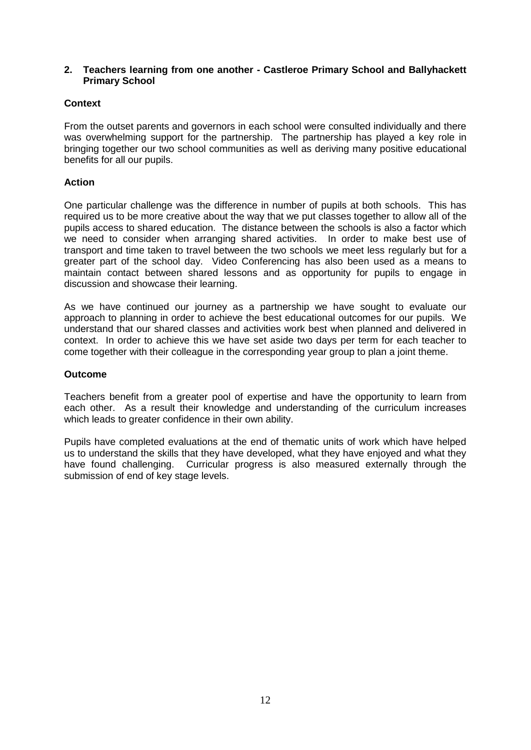## 2. Teachers learning from one another - Castleroe Primary School and Ballyhackett Primary School

### Context

From the outset parents and governors in each school were consulted individually and there was overwhelming support for the partnership. The partnership has played a key role in bringing together our two school communities as well as deriving many positive educational benefits for all our pupils.

### Action

One particular challenge was the difference in number of pupils at both schools. This has required us to be more creative about the way that we put classes together to allow all of the pupils access to shared education. The distance between the schools is also a factor which we need to consider when arranging shared activities. In order to make best use of transport and time taken to travel between the two schools we meet less regularly but for a greater part of the school day. Video Conferencing has also been used as a means to maintain contact between shared lessons and as opportunity for pupils to engage in discussion and showcase their learning.

As we have continued our journey as a partnership we have sought to evaluate our approach to planning in order to achieve the best educational outcomes for our pupils. We understand that our shared classes and activities work best when planned and delivered in context. In order to achieve this we have set aside two days per term for each teacher to come together with their colleague in the corresponding year group to plan a joint theme.

### Outcome

Teachers benefit from a greater pool of expertise and have the opportunity to learn from each other. As a result their knowledge and understanding of the curriculum increases which leads to greater confidence in their own ability.

Pupils have completed evaluations at the end of thematic units of work which have helped us to understand the skills that they have developed, what they have enjoyed and what they have found challenging. Curricular progress is also measured externally through the submission of end of key stage levels.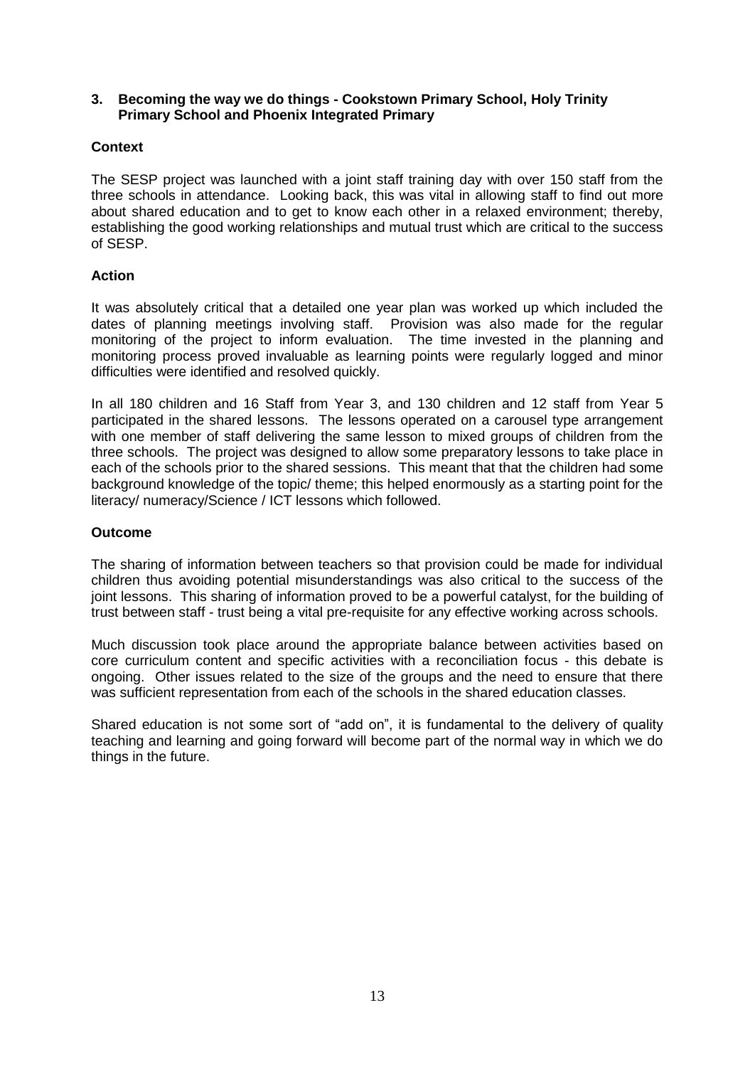### 3. Becoming the way we do things - Cookstown Primary School, Holy Trinity Primary School and Phoenix Integrated Primary

#### Context

The SESP project was launched with a joint staff training day with over 150 staff from the three schools in attendance. Looking back, this was vital in allowing staff to find out more about shared education and to get to know each other in a relaxed environment; thereby, establishing the good working relationships and mutual trust which are critical to the success of SESP.

#### Action

It was absolutely critical that a detailed one year plan was worked up which included the dates of planning meetings involving staff. Provision was also made for the regular monitoring of the project to inform evaluation. The time invested in the planning and monitoring process proved invaluable as learning points were regularly logged and minor difficulties were identified and resolved quickly.

In all 180 children and 16 Staff from Year 3, and 130 children and 12 staff from Year 5 participated in the shared lessons. The lessons operated on a carousel type arrangement with one member of staff delivering the same lesson to mixed groups of children from the three schools. The project was designed to allow some preparatory lessons to take place in each of the schools prior to the shared sessions. This meant that that the children had some background knowledge of the topic/ theme; this helped enormously as a starting point for the literacy/ numeracy/Science / ICT lessons which followed.

#### Outcome

The sharing of information between teachers so that provision could be made for individual children thus avoiding potential misunderstandings was also critical to the success of the joint lessons. This sharing of information proved to be a powerful catalyst, for the building of trust between staff - trust being a vital pre-requisite for any effective working across schools.

Much discussion took place around the appropriate balance between activities based on core curriculum content and specific activities with a reconciliation focus - this debate is ongoing. Other issues related to the size of the groups and the need to ensure that there was sufficient representation from each of the schools in the shared education classes.

Shared education is not some sort of "add on", it is fundamental to the delivery of quality teaching and learning and going forward will become part of the normal way in which we do things in the future.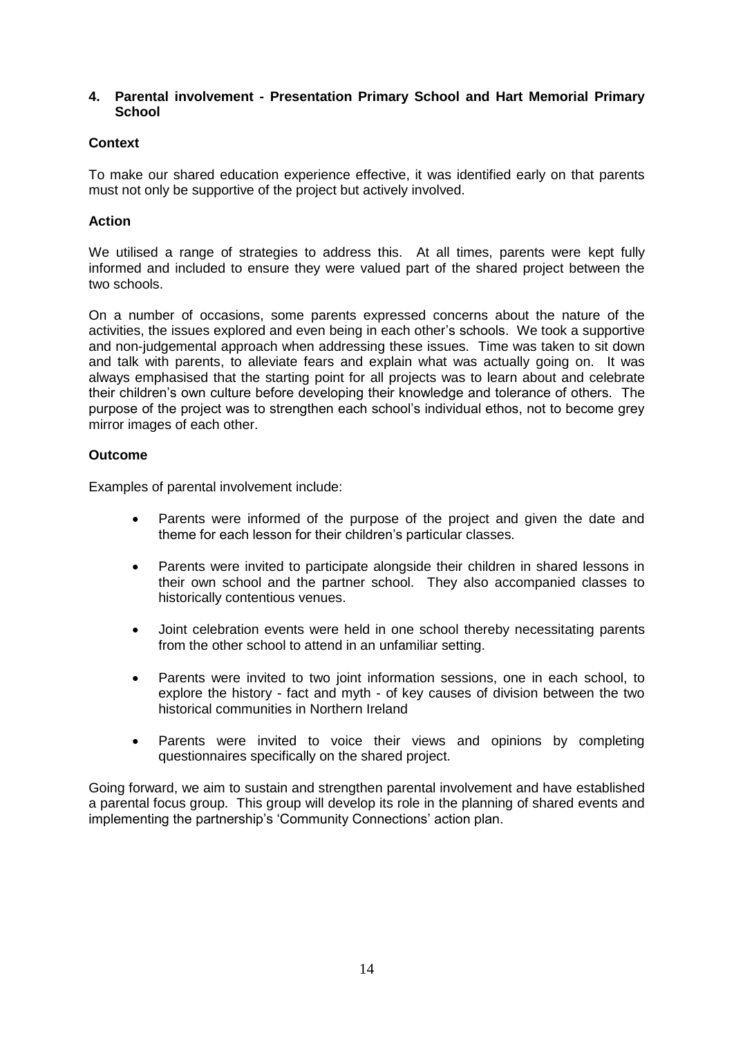## 4. Parental involvement - Presentation Primary School and Hart Memorial Primary School

### Context

To make our shared education experience effective, it was identified early on that parents must not only be supportive of the project but actively involved.

### Action

We utilised a range of strategies to address this. At all times, parents were kept fully informed and included to ensure they were valued part of the shared project between the two schools.

On a number of occasions, some parents expressed concerns about the nature of the activities, the issues explored and even being in each other's schools. We took a supportive and non-judgemental approach when addressing these issues. Time was taken to sit down and talk with parents, to alleviate fears and explain what was actually going on. It was always emphasised that the starting point for all projects was to learn about and celebrate their children's own culture before developing their knowledge and tolerance of others. The purpose of the project was to strengthen each school's individual ethos, not to become grey mirror images of each other.

### Outcome

Examples of parental involvement include:

- Parents were informed of the purpose of the project and given the date and theme for each lesson for their children's particular classes.
- Parents were invited to participate alongside their children in shared lessons in their own school and the partner school. They also accompanied classes to historically contentious venues.
- Joint celebration events were held in one school thereby necessitating parents from the other school to attend in an unfamiliar setting.
- Parents were invited to two joint information sessions, one in each school, to explore the history - fact and myth - of key causes of division between the two historical communities in Northern Ireland
- Parents were invited to voice their views and opinions by completing questionnaires specifically on the shared project.

Going forward, we aim to sustain and strengthen parental involvement and have established a parental focus group. This group will develop its role in the planning of shared events and implementing the partnership's 'Community Connections' action plan.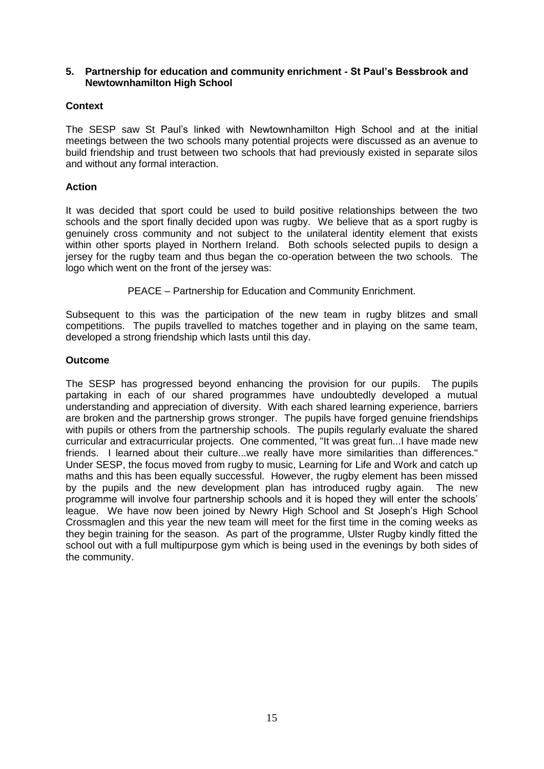## 5. Partnership for education and community enrichment - St Paul's Bessbrook and Newtownhamilton High School

### Context

The SESP saw St Paul's linked with Newtownhamilton High School and at the initial meetings between the two schools many potential projects were discussed as an avenue to build friendship and trust between two schools that had previously existed in separate silos and without any formal interaction.

### Action

It was decided that sport could be used to build positive relationships between the two schools and the sport finally decided upon was rugby. We believe that as a sport rugby is genuinely cross community and not subject to the unilateral identity element that exists within other sports played in Northern Ireland. Both schools selected pupils to design a jersey for the rugby team and thus began the co-operation between the two schools. The logo which went on the front of the jersey was:

PEACE – Partnership for Education and Community Enrichment.

Subsequent to this was the participation of the new team in rugby blitzes and small competitions. The pupils travelled to matches together and in playing on the same team, developed a strong friendship which lasts until this day.

### Outcome

The SESP has progressed beyond enhancing the provision for our pupils. The pupils partaking in each of our shared programmes have undoubtedly developed a mutual understanding and appreciation of diversity. With each shared learning experience, barriers are broken and the partnership grows stronger. The pupils have forged genuine friendships with pupils or others from the partnership schools. The pupils regularly evaluate the shared curricular and extracurricular projects. One commented, "It was great fun...I have made new friends. I learned about their culture...we really have more similarities than differences." Under SESP, the focus moved from rugby to music, Learning for Life and Work and catch up maths and this has been equally successful. However, the rugby element has been missed by the pupils and the new development plan has introduced rugby again. The new programme will involve four partnership schools and it is hoped they will enter the schools' league. We have now been joined by Newry High School and St Joseph's High School Crossmaglen and this year the new team will meet for the first time in the coming weeks as they begin training for the season. As part of the programme, Ulster Rugby kindly fitted the school out with a full multipurpose gym which is being used in the evenings by both sides of the community.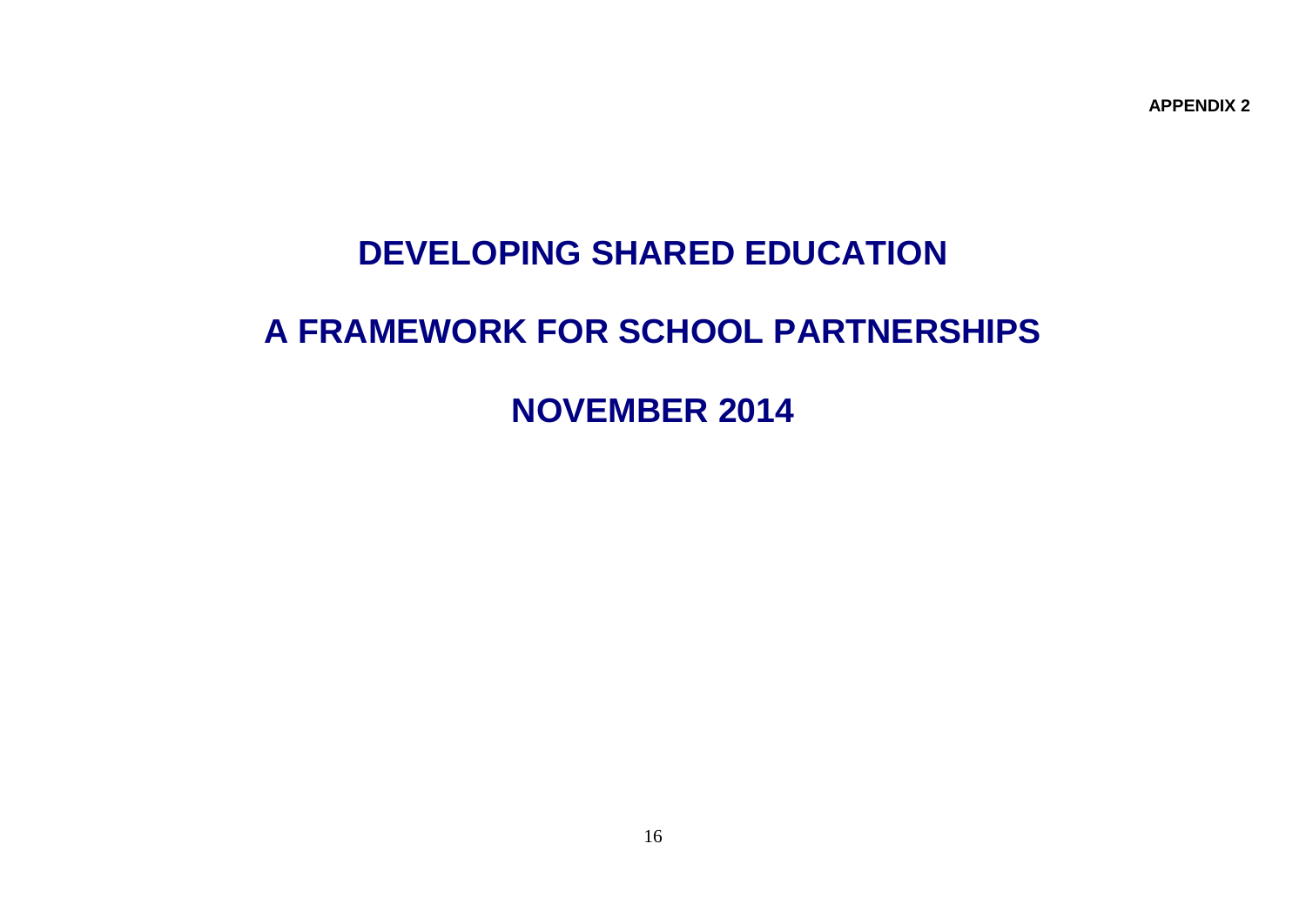**APPENDIX 2**

# DEVELOPING SHARED EDUCATION

# A FRAMEWORK FOR SCHOOL PARTNERSHIPS

# NOVEMBER 2014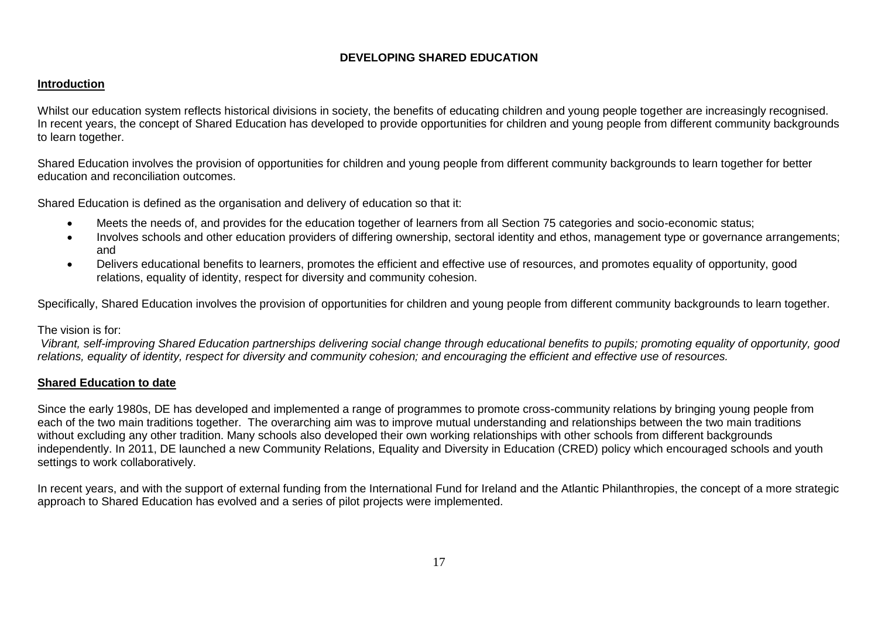# DEVELOPING SHARED EDUCATION

## Introduction

Whilst our education system reflects historical divisions in society, the benefits of educating children and young people together are increasingly recognised. In recent years, the concept of Shared Education has developed to provide opportunities for children and young people from different community backgrounds to learn together.

Shared Education involves the provision of opportunities for children and young people from different community backgrounds to learn together for better education and reconciliation outcomes.

Shared Education is defined as the organisation and delivery of education so that it:

- Meets the needs of, and provides for the education together of learners from all Section 75 categories and socio-economic status;
- Involves schools and other education providers of differing ownership, sectoral identity and ethos, management type or governance arrangements; and
- Delivers educational benefits to learners, promotes the efficient and effective use of resources, and promotes equality of opportunity, good relations, equality of identity, respect for diversity and community cohesion.

Specifically, Shared Education involves the provision of opportunities for children and young people from different community backgrounds to learn together.

The vision is for:

*Vibrant, self-improving Shared Education partnerships delivering social change through educational benefits to pupils; promoting equality of opportunity, good relations, equality of identity, respect for diversity and community cohesion; and encouraging the efficient and effective use of resources.*

## Shared Education to date

Since the early 1980s, DE has developed and implemented a range of programmes to promote cross-community relations by bringing young people from each of the two main traditions together. The overarching aim was to improve mutual understanding and relationships between the two main traditions without excluding any other tradition. Many schools also developed their own working relationships with other schools from different backgrounds independently. In 2011, DE launched a new Community Relations, Equality and Diversity in Education (CRED) policy which encouraged schools and youth settings to work collaboratively.

In recent years, and with the support of external funding from the International Fund for Ireland and the Atlantic Philanthropies, the concept of a more strategic approach to Shared Education has evolved and a series of pilot projects were implemented.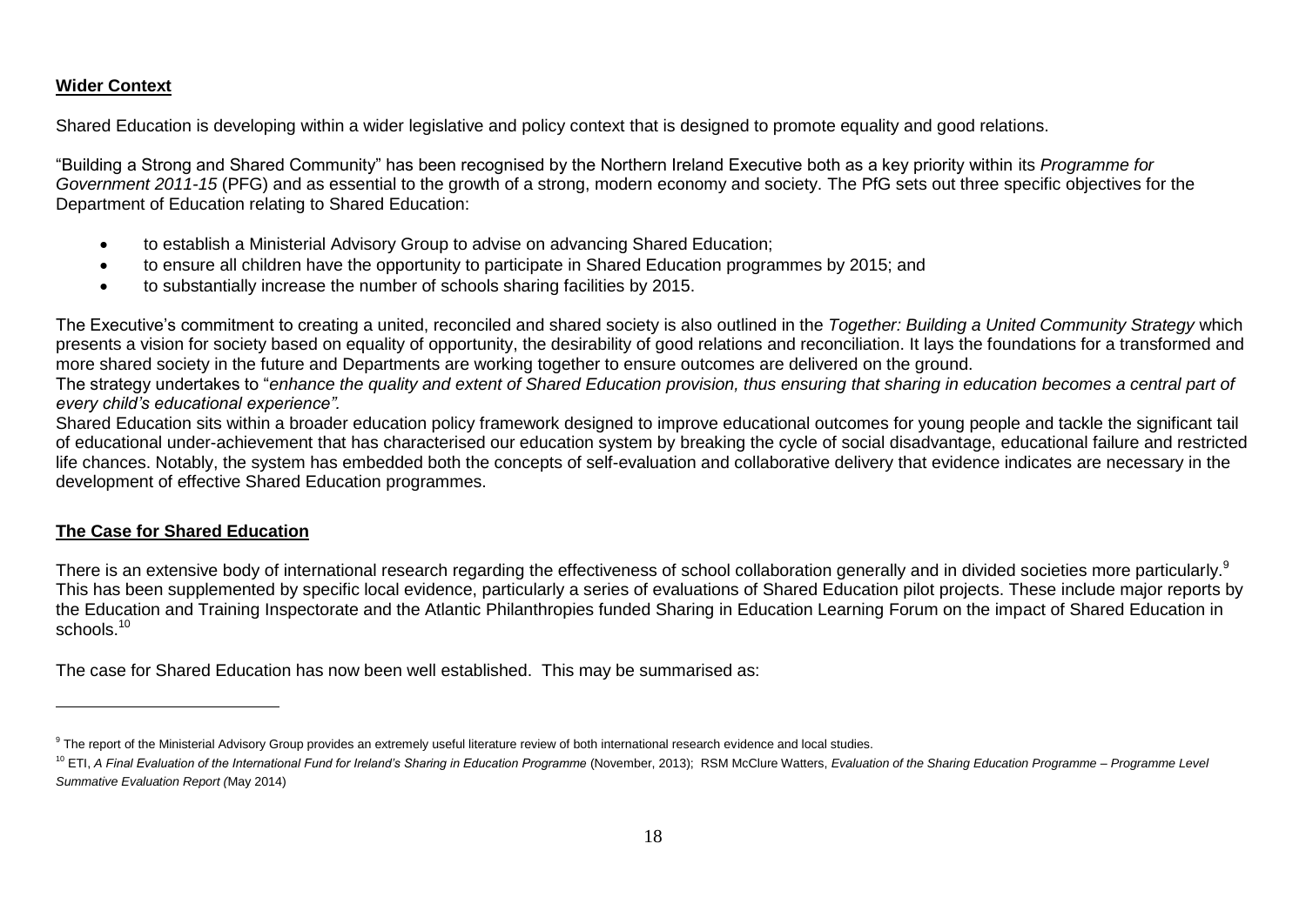## Wider Context

Shared Education is developing within a wider legislative and policy context that is designed to promote equality and good relations.

"Building a Strong and Shared Community" has been recognised by the Northern Ireland Executive both as a key priority within its *Programme for Government 2011-15* (PFG) and as essential to the growth of a strong, modern economy and society. The PfG sets out three specific objectives for the Department of Education relating to Shared Education:

- to establish a Ministerial Advisory Group to advise on advancing Shared Education;
- to ensure all children have the opportunity to participate in Shared Education programmes by 2015; and
- to substantially increase the number of schools sharing facilities by 2015.

The Executive's commitment to creating a united, reconciled and shared society is also outlined in the *Together: Building a United Community Strategy* which presents a vision for society based on equality of opportunity, the desirability of good relations and reconciliation. It lays the foundations for a transformed and more shared society in the future and Departments are working together to ensure outcomes are delivered on the ground.

The strategy undertakes to "*enhance the quality and extent of Shared Education provision, thus ensuring that sharing in education becomes a central part of every child's educational experience".*

Shared Education sits within a broader education policy framework designed to improve educational outcomes for young people and tackle the significant tail of educational under-achievement that has characterised our education system by breaking the cycle of social disadvantage, educational failure and restricted life chances. Notably, the system has embedded both the concepts of self-evaluation and collaborative delivery that evidence indicates are necessary in the development of effective Shared Education programmes.

## The Case for Shared Education

There is an extensive body of international research regarding the effectiveness of school collaboration generally and in divided societies more particularly.[9] This has been supplemented by specific local evidence, particularly a series of evaluations of Shared Education pilot projects. These include major reports by the Education and Training Inspectorate and the Atlantic Philanthropies funded Sharing in Education Learning Forum on the impact of Shared Education in schools.[10]

The case for Shared Education has now been well established. This may be summarised as:

---

[9] The report of the Ministerial Advisory Group provides an extremely useful literature review of both international research evidence and local studies.

[10] ETI, *A Final Evaluation of the International Fund for Ireland's Sharing in Education Programme* (November, 2013); RSM McClure Watters, *Evaluation of the Sharing Education Programme – Programme Level Summative Evaluation Report (*May 2014)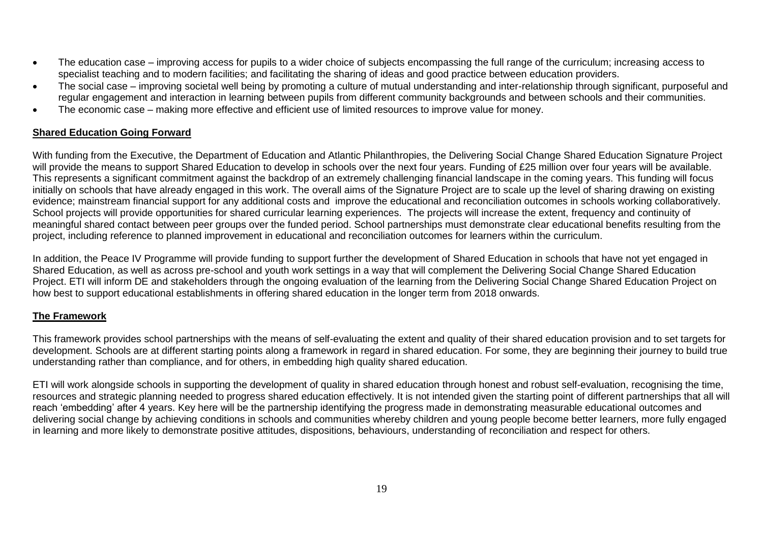- The education case – improving access for pupils to a wider choice of subjects encompassing the full range of the curriculum; increasing access to specialist teaching and to modern facilities; and facilitating the sharing of ideas and good practice between education providers.
- The social case – improving societal well being by promoting a culture of mutual understanding and inter-relationship through significant, purposeful and regular engagement and interaction in learning between pupils from different community backgrounds and between schools and their communities.
- The economic case – making more effective and efficient use of limited resources to improve value for money.

**Shared Education Going Forward**

With funding from the Executive, the Department of Education and Atlantic Philanthropies, the Delivering Social Change Shared Education Signature Project will provide the means to support Shared Education to develop in schools over the next four years. Funding of £25 million over four years will be available. This represents a significant commitment against the backdrop of an extremely challenging financial landscape in the coming years. This funding will focus initially on schools that have already engaged in this work. The overall aims of the Signature Project are to scale up the level of sharing drawing on existing evidence; mainstream financial support for any additional costs and improve the educational and reconciliation outcomes in schools working collaboratively. School projects will provide opportunities for shared curricular learning experiences. The projects will increase the extent, frequency and continuity of meaningful shared contact between peer groups over the funded period. School partnerships must demonstrate clear educational benefits resulting from the project, including reference to planned improvement in educational and reconciliation outcomes for learners within the curriculum.

In addition, the Peace IV Programme will provide funding to support further the development of Shared Education in schools that have not yet engaged in Shared Education, as well as across pre-school and youth work settings in a way that will complement the Delivering Social Change Shared Education Project. ETI will inform DE and stakeholders through the ongoing evaluation of the learning from the Delivering Social Change Shared Education Project on how best to support educational establishments in offering shared education in the longer term from 2018 onwards.

**The Framework**

This framework provides school partnerships with the means of self-evaluating the extent and quality of their shared education provision and to set targets for development. Schools are at different starting points along a framework in regard in shared education. For some, they are beginning their journey to build true understanding rather than compliance, and for others, in embedding high quality shared education.

ETI will work alongside schools in supporting the development of quality in shared education through honest and robust self-evaluation, recognising the time, resources and strategic planning needed to progress shared education effectively. It is not intended given the starting point of different partnerships that all will reach 'embedding' after 4 years. Key here will be the partnership identifying the progress made in demonstrating measurable educational outcomes and delivering social change by achieving conditions in schools and communities whereby children and young people become better learners, more fully engaged in learning and more likely to demonstrate positive attitudes, dispositions, behaviours, understanding of reconciliation and respect for others.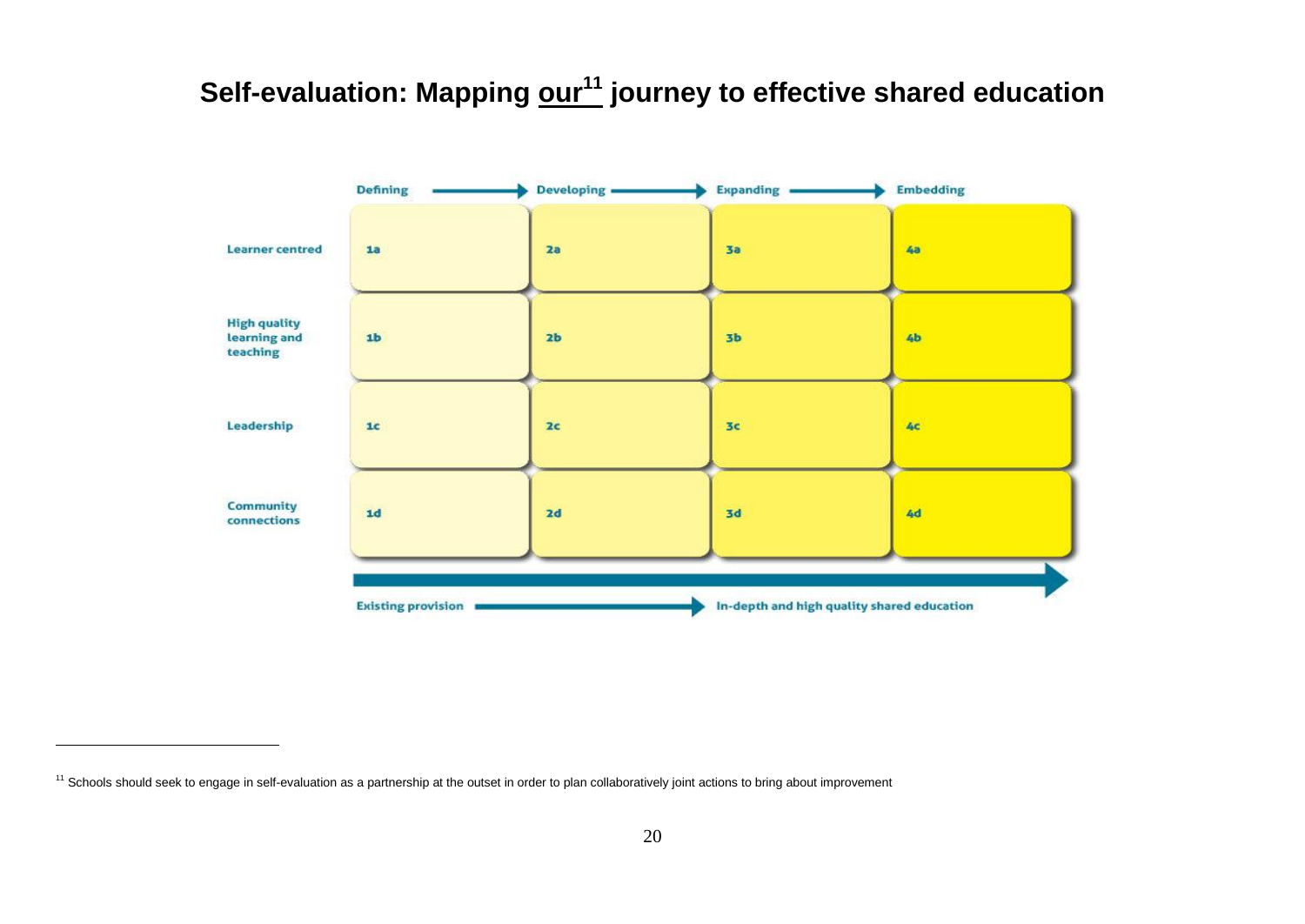# Self-evaluation: Mapping our[11] journey to effective shared education

| | Defining → | Developing → | Expanding → | Embedding |
|---|---|---|---|---|
| Learner centred | 1a | 2a | 3a | 4a |
| High quality learning and teaching | 1b | 2b | 3b | 4b |
| Leadership | 1c | 2c | 3c | 4c |
| Community connections | 1d | 2d | 3d | 4d |

Existing provision → In-depth and high quality shared education

[11] Schools should seek to engage in self-evaluation as a partnership at the outset in order to plan collaboratively joint actions to bring about improvement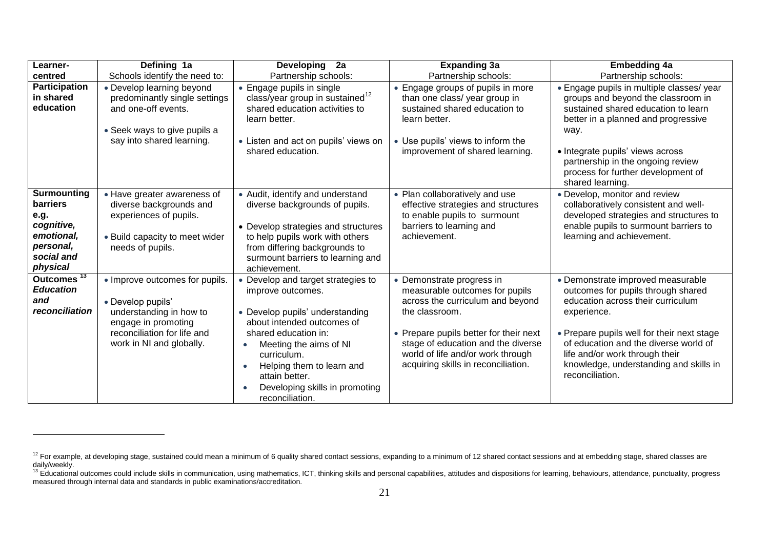| Learner-centred | Defining 1a<br>Schools identify the need to: | Developing 2a<br>Partnership schools: | Expanding 3a<br>Partnership schools: | Embedding 4a<br>Partnership schools: |
|---|---|---|---|---|
| **Participation in shared education** | • Develop learning beyond predominantly single settings and one-off events.<br><br>• Seek ways to give pupils a say into shared learning. | • Engage pupils in single class/year group in sustained[12] shared education activities to learn better.<br><br>• Listen and act on pupils' views on shared education. | • Engage groups of pupils in more than one class/ year group in sustained shared education to learn better.<br><br>• Use pupils' views to inform the improvement of shared learning. | • Engage pupils in multiple classes/ year groups and beyond the classroom in sustained shared education to learn better in a planned and progressive way.<br><br>• Integrate pupils' views across partnership in the ongoing review process for further development of shared learning. |
| **Surmounting barriers e.g.** ***cognitive, emotional, personal, social and physical*** | • Have greater awareness of diverse backgrounds and experiences of pupils.<br><br>• Build capacity to meet wider needs of pupils. | • Audit, identify and understand diverse backgrounds of pupils.<br><br>• Develop strategies and structures to help pupils work with others from differing backgrounds to surmount barriers to learning and achievement. | • Plan collaboratively and use effective strategies and structures to enable pupils to surmount barriers to learning and achievement. | • Develop, monitor and review collaboratively consistent and well-developed strategies and structures to enable pupils to surmount barriers to learning and achievement. |
| **Outcomes**[13] ***Education and reconciliation*** | • Improve outcomes for pupils.<br><br>• Develop pupils' understanding in how to engage in promoting reconciliation for life and work in NI and globally. | • Develop and target strategies to improve outcomes.<br><br>• Develop pupils' understanding about intended outcomes of shared education in:<br>• Meeting the aims of NI curriculum.<br>• Helping them to learn and attain better.<br>• Developing skills in promoting reconciliation. | • Demonstrate progress in measurable outcomes for pupils across the curriculum and beyond the classroom.<br><br>• Prepare pupils better for their next stage of education and the diverse world of life and/or work through acquiring skills in reconciliation. | • Demonstrate improved measurable outcomes for pupils through shared education across their curriculum experience.<br><br>• Prepare pupils well for their next stage of education and the diverse world of life and/or work through their knowledge, understanding and skills in reconciliation. |

[12] For example, at developing stage, sustained could mean a minimum of 6 quality shared contact sessions, expanding to a minimum of 12 shared contact sessions and at embedding stage, shared classes are daily/weekly.

[13] Educational outcomes could include skills in communication, using mathematics, ICT, thinking skills and personal capabilities, attitudes and dispositions for learning, behaviours, attendance, punctuality, progress measured through internal data and standards in public examinations/accreditation.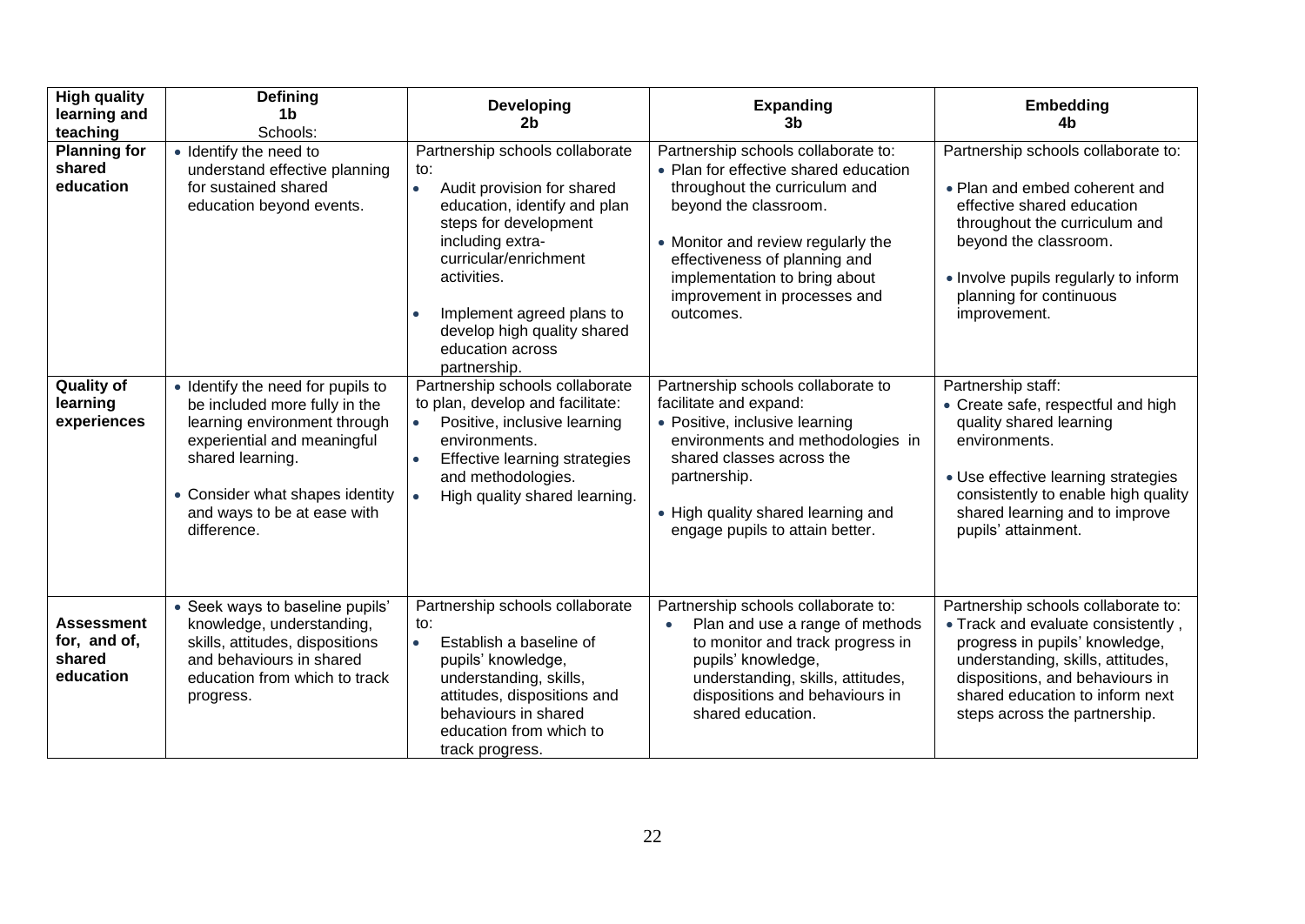| **High quality learning and teaching** | **Defining 1b** Schools: | **Developing 2b** | **Expanding 3b** | **Embedding 4b** |
|---|---|---|---|---|
| **Planning for shared education** | • Identify the need to understand effective planning for sustained shared education beyond events. | Partnership schools collaborate to: • Audit provision for shared education, identify and plan steps for development including extra-curricular/enrichment activities. • Implement agreed plans to develop high quality shared education across partnership. | Partnership schools collaborate to: • Plan for effective shared education throughout the curriculum and beyond the classroom. • Monitor and review regularly the effectiveness of planning and implementation to bring about improvement in processes and outcomes. | Partnership schools collaborate to: • Plan and embed coherent and effective shared education throughout the curriculum and beyond the classroom. • Involve pupils regularly to inform planning for continuous improvement. |
| **Quality of learning experiences** | • Identify the need for pupils to be included more fully in the learning environment through experiential and meaningful shared learning. • Consider what shapes identity and ways to be at ease with difference. | Partnership schools collaborate to plan, develop and facilitate: • Positive, inclusive learning environments. • Effective learning strategies and methodologies. • High quality shared learning. | Partnership schools collaborate to facilitate and expand: • Positive, inclusive learning environments and methodologies in shared classes across the partnership. • High quality shared learning and engage pupils to attain better. | Partnership staff: • Create safe, respectful and high quality shared learning environments. • Use effective learning strategies consistently to enable high quality shared learning and to improve pupils' attainment. |
| **Assessment for, and of, shared education** | • Seek ways to baseline pupils' knowledge, understanding, skills, attitudes, dispositions and behaviours in shared education from which to track progress. | Partnership schools collaborate to: • Establish a baseline of pupils' knowledge, understanding, skills, attitudes, dispositions and behaviours in shared education from which to track progress. | Partnership schools collaborate to: • Plan and use a range of methods to monitor and track progress in pupils' knowledge, understanding, skills, attitudes, dispositions and behaviours in shared education. | Partnership schools collaborate to: • Track and evaluate consistently , progress in pupils' knowledge, understanding, skills, attitudes, dispositions, and behaviours in shared education to inform next steps across the partnership. |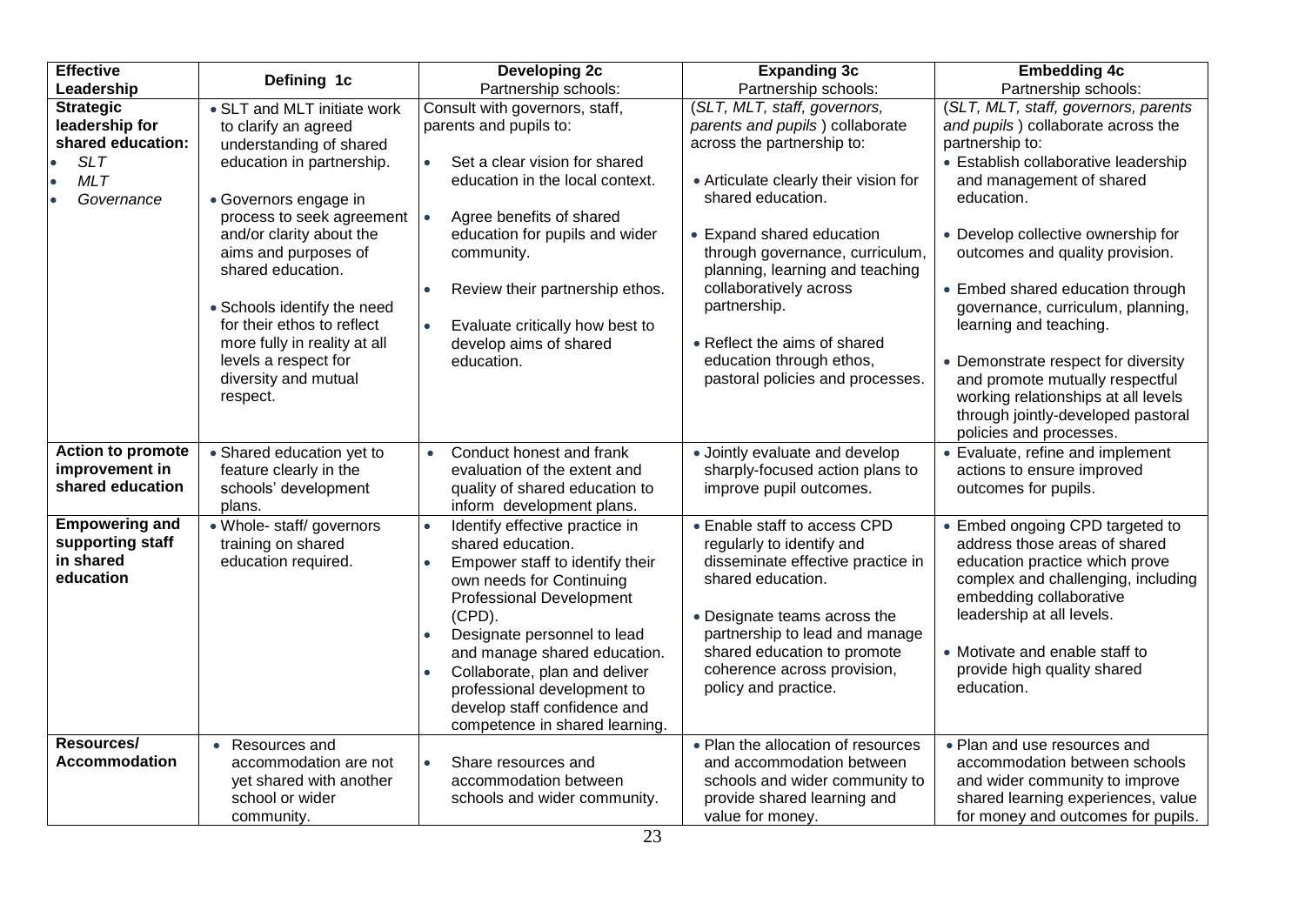| Effective Leadership | Defining 1c | Developing 2c<br>Partnership schools: | Expanding 3c<br>Partnership schools: | Embedding 4c<br>Partnership schools: |
|---|---|---|---|---|
| **Strategic leadership for shared education:**<br>• *SLT*<br>• *MLT*<br>• *Governance* | • SLT and MLT initiate work to clarify an agreed understanding of shared education in partnership.<br><br>• Governors engage in process to seek agreement and/or clarity about the aims and purposes of shared education.<br><br>• Schools identify the need for their ethos to reflect more fully in reality at all levels a respect for diversity and mutual respect. | Consult with governors, staff, parents and pupils to:<br><br>• Set a clear vision for shared education in the local context.<br><br>• Agree benefits of shared education for pupils and wider community.<br><br>• Review their partnership ethos.<br><br>• Evaluate critically how best to develop aims of shared education. | (*SLT, MLT, staff, governors, parents and pupils* ) collaborate across the partnership to:<br><br>• Articulate clearly their vision for shared education.<br><br>• Expand shared education through governance, curriculum, planning, learning and teaching collaboratively across partnership.<br><br>• Reflect the aims of shared education through ethos, pastoral policies and processes. | (*SLT, MLT, staff, governors, parents and pupils* ) collaborate across the partnership to:<br>• Establish collaborative leadership and management of shared education.<br><br>• Develop collective ownership for outcomes and quality provision.<br><br>• Embed shared education through governance, curriculum, planning, learning and teaching.<br><br>• Demonstrate respect for diversity and promote mutually respectful working relationships at all levels through jointly-developed pastoral policies and processes. |
| **Action to promote improvement in shared education** | • Shared education yet to feature clearly in the schools' development plans. | • Conduct honest and frank evaluation of the extent and quality of shared education to inform development plans. | • Jointly evaluate and develop sharply-focused action plans to improve pupil outcomes. | • Evaluate, refine and implement actions to ensure improved outcomes for pupils. |
| **Empowering and supporting staff in shared education** | • Whole- staff/ governors training on shared education required. | • Identify effective practice in shared education.<br>• Empower staff to identify their own needs for Continuing Professional Development (CPD).<br>• Designate personnel to lead and manage shared education.<br>• Collaborate, plan and deliver professional development to develop staff confidence and competence in shared learning. | • Enable staff to access CPD regularly to identify and disseminate effective practice in shared education.<br><br>• Designate teams across the partnership to lead and manage shared education to promote coherence across provision, policy and practice. | • Embed ongoing CPD targeted to address those areas of shared education practice which prove complex and challenging, including embedding collaborative leadership at all levels.<br><br>• Motivate and enable staff to provide high quality shared education. |
| **Resources/ Accommodation** | • Resources and accommodation are not yet shared with another school or wider community. | • Share resources and accommodation between schools and wider community. | • Plan the allocation of resources and accommodation between schools and wider community to provide shared learning and value for money. | • Plan and use resources and accommodation between schools and wider community to improve shared learning experiences, value for money and outcomes for pupils. |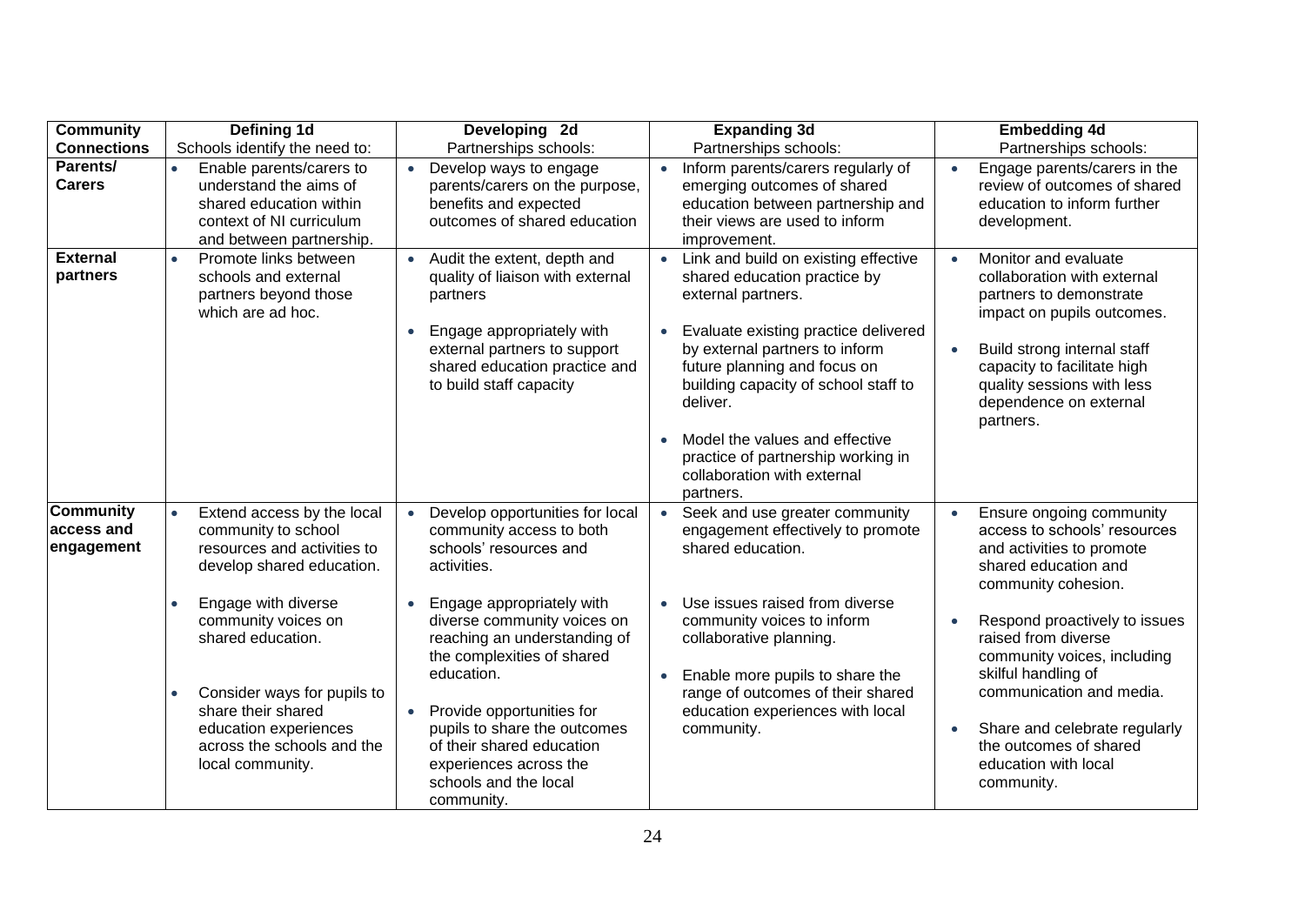| Community Connections | Defining 1d<br>Schools identify the need to: | Developing 2d<br>Partnerships schools: | Expanding 3d<br>Partnerships schools: | Embedding 4d<br>Partnerships schools: |
|---|---|---|---|---|
| **Parents/ Carers** | • Enable parents/carers to understand the aims of shared education within context of NI curriculum and between partnership. | • Develop ways to engage parents/carers on the purpose, benefits and expected outcomes of shared education | • Inform parents/carers regularly of emerging outcomes of shared education between partnership and their views are used to inform improvement. | • Engage parents/carers in the review of outcomes of shared education to inform further development. |
| **External partners** | • Promote links between schools and external partners beyond those which are ad hoc. | • Audit the extent, depth and quality of liaison with external partners<br><br>• Engage appropriately with external partners to support shared education practice and to build staff capacity | • Link and build on existing effective shared education practice by external partners.<br><br>• Evaluate existing practice delivered by external partners to inform future planning and focus on building capacity of school staff to deliver.<br><br>• Model the values and effective practice of partnership working in collaboration with external partners. | • Monitor and evaluate collaboration with external partners to demonstrate impact on pupils outcomes.<br><br>• Build strong internal staff capacity to facilitate high quality sessions with less dependence on external partners. |
| **Community access and engagement** | • Extend access by the local community to school resources and activities to develop shared education.<br><br>• Engage with diverse community voices on shared education.<br><br>• Consider ways for pupils to share their shared education experiences across the schools and the local community. | • Develop opportunities for local community access to both schools' resources and activities.<br><br>• Engage appropriately with diverse community voices on reaching an understanding of the complexities of shared education.<br><br>• Provide opportunities for pupils to share the outcomes of their shared education experiences across the schools and the local community. | • Seek and use greater community engagement effectively to promote shared education.<br><br>• Use issues raised from diverse community voices to inform collaborative planning.<br><br>• Enable more pupils to share the range of outcomes of their shared education experiences with local community. | • Ensure ongoing community access to schools' resources and activities to promote shared education and community cohesion.<br><br>• Respond proactively to issues raised from diverse community voices, including skilful handling of communication and media.<br><br>• Share and celebrate regularly the outcomes of shared education with local community. |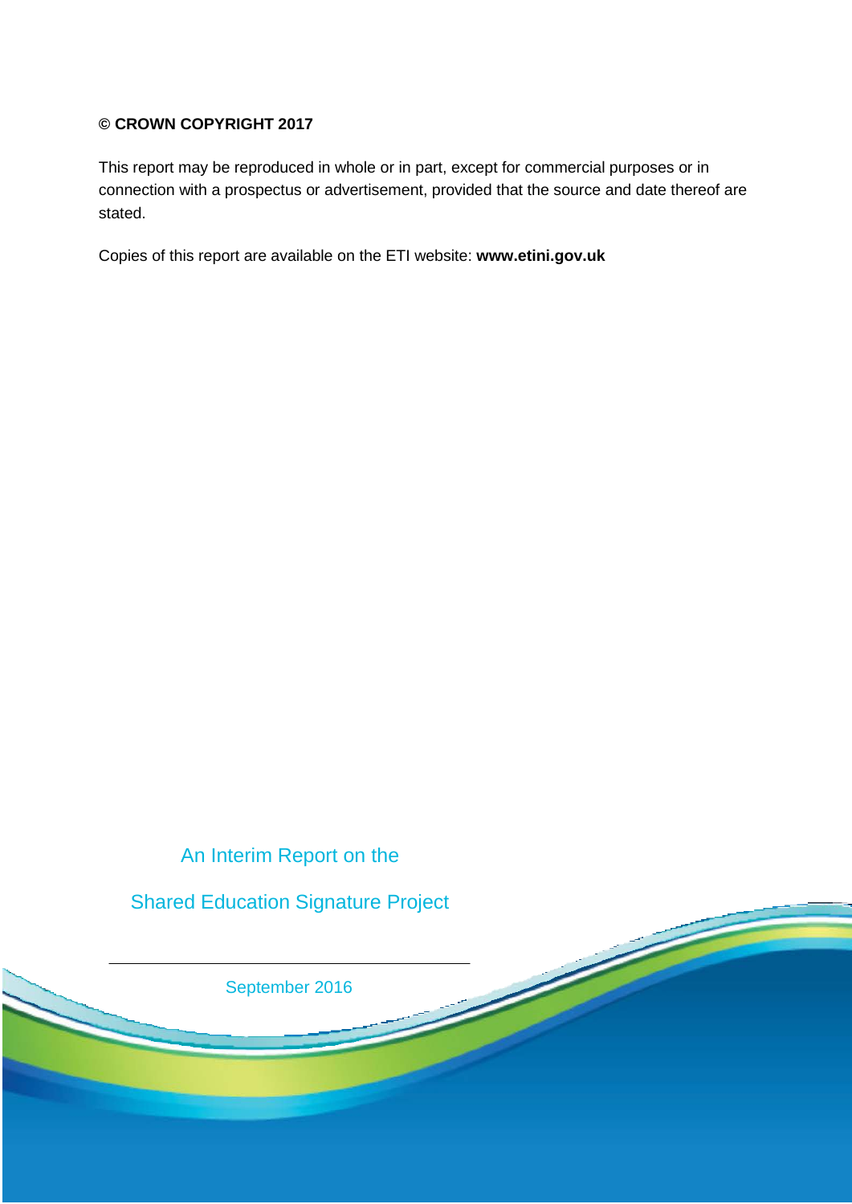**© CROWN COPYRIGHT 2017**

This report may be reproduced in whole or in part, except for commercial purposes or in connection with a prospectus or advertisement, provided that the source and date thereof are stated.

Copies of this report are available on the ETI website: **www.etini.gov.uk**

An Interim Report on the

Shared Education Signature Project

September 2016